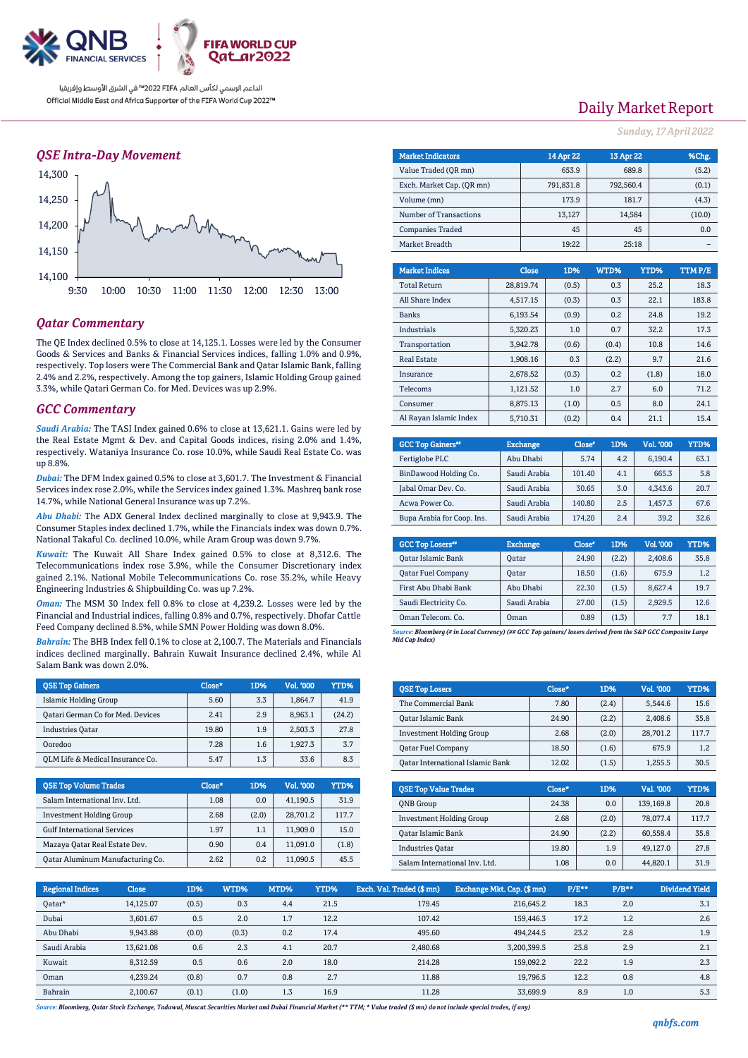Official Middle East and Africa Supporter of the FIFA World Cup 2022™

الداعم الرسمي لكأس العالم FIFA 2022™ في الشرق الأوسط وإفريقيا

# Daily Market Report

*Sunday, 17 April 2022*

## QSE Intra-Day Movement

## Qatar Commentary

The QE Index declined 0.5% to close at 14,125.1. Losses were led by the Consumer Goods & Services and Banks & Financial Services indices, falling 1.0% and 0.9%, respectively. Top losers were The Commercial Bank and Qatar Islamic Bank, falling 2.4% and 2.2%, respectively. Among the top gainers, Islamic Holding Group gained 3.3%, while Qatari German Co. for Med. Devices was up 2.9%.

## GCC Commentary

***Saudi Arabia:*** The TASI Index gained 0.6% to close at 13,621.1. Gains were led by the Real Estate Mgmt & Dev. and Capital Goods indices, rising 2.0% and 1.4%, respectively. Wataniya Insurance Co. rose 10.0%, while Saudi Real Estate Co. was up 8.8%.

***Dubai:*** The DFM Index gained 0.5% to close at 3,601.7. The Investment & Financial Services index rose 2.0%, while the Services index gained 1.3%. Mashreq bank rose 14.7%, while National General Insurance was up 7.2%.

***Abu Dhabi:*** The ADX General Index declined marginally to close at 9,943.9. The Consumer Staples index declined 1.7%, while the Financials index was down 0.7%. National Takaful Co. declined 10.0%, while Aram Group was down 9.7%.

***Kuwait:*** The Kuwait All Share Index gained 0.5% to close at 8,312.6. The Telecommunications index rose 3.9%, while the Consumer Discretionary index gained 2.1%. National Mobile Telecommunications Co. rose 35.2%, while Heavy Engineering Industries & Shipbuilding Co. was up 7.2%.

***Oman:*** The MSM 30 Index fell 0.8% to close at 4,239.2. Losses were led by the Financial and Industrial indices, falling 0.8% and 0.7%, respectively. Dhofar Cattle Feed Company declined 8.5%, while SMN Power Holding was down 8.0%.

***Bahrain:*** The BHB Index fell 0.1% to close at 2,100.7. The Materials and Financials indices declined marginally. Bahrain Kuwait Insurance declined 2.4%, while Al Salam Bank was down 2.0%.

| Market Indicators | 14 Apr 22 | 13 Apr 22 | %Chg. |
|---|---|---|---|
| Value Traded (QR mn) | 653.9 | 689.8 | (5.2) |
| Exch. Market Cap. (QR mn) | 791,831.8 | 792,560.4 | (0.1) |
| Volume (mn) | 173.9 | 181.7 | (4.3) |
| Number of Transactions | 13,127 | 14,584 | (10.0) |
| Companies Traded | 45 | 45 | 0.0 |
| Market Breadth | 19:22 | 25:18 | – |

| Market Indices | Close | 1D% | WTD% | YTD% | TTM P/E |
|---|---|---|---|---|---|
| Total Return | 28,819.74 | (0.5) | 0.3 | 25.2 | 18.3 |
| All Share Index | 4,517.15 | (0.3) | 0.3 | 22.1 | 183.8 |
| Banks | 6,193.54 | (0.9) | 0.2 | 24.8 | 19.2 |
| Industrials | 5,320.23 | 1.0 | 0.7 | 32.2 | 17.3 |
| Transportation | 3,942.78 | (0.6) | (0.4) | 10.8 | 14.6 |
| Real Estate | 1,908.16 | 0.3 | (2.2) | 9.7 | 21.6 |
| Insurance | 2,678.52 | (0.3) | 0.2 | (1.8) | 18.0 |
| Telecoms | 1,121.52 | 1.0 | 2.7 | 6.0 | 71.2 |
| Consumer | 8,875.13 | (1.0) | 0.5 | 8.0 | 24.1 |
| Al Rayan Islamic Index | 5,710.31 | (0.2) | 0.4 | 21.1 | 15.4 |

| GCC Top Gainers## | Exchange | Close# | 1D% | Vol. '000 | YTD% |
|---|---|---|---|---|---|
| Fertiglobe PLC | Abu Dhabi | 5.74 | 4.2 | 6,190.4 | 63.1 |
| BinDawood Holding Co. | Saudi Arabia | 101.40 | 4.1 | 665.3 | 5.8 |
| Jabal Omar Dev. Co. | Saudi Arabia | 30.65 | 3.0 | 4,343.6 | 20.7 |
| Acwa Power Co. | Saudi Arabia | 140.80 | 2.5 | 1,457.3 | 67.6 |
| Bupa Arabia for Coop. Ins. | Saudi Arabia | 174.20 | 2.4 | 39.2 | 32.6 |

| GCC Top Losers## | Exchange | Close# | 1D% | Vol. '000 | YTD% |
|---|---|---|---|---|---|
| Qatar Islamic Bank | Qatar | 24.90 | (2.2) | 2,408.6 | 35.8 |
| Qatar Fuel Company | Qatar | 18.50 | (1.6) | 675.9 | 1.2 |
| First Abu Dhabi Bank | Abu Dhabi | 22.30 | (1.5) | 8,627.4 | 19.7 |
| Saudi Electricity Co. | Saudi Arabia | 27.00 | (1.5) | 2,929.5 | 12.6 |
| Oman Telecom. Co. | Oman | 0.89 | (1.3) | 7.7 | 18.1 |

*Source: Bloomberg (# in Local Currency) (## GCC Top gainers/ losers derived from the S&P GCC Composite Large Mid Cap Index)*

| QSE Top Gainers | Close* | 1D% | Vol. '000 | YTD% |
|---|---|---|---|---|
| Islamic Holding Group | 5.60 | 3.3 | 1,864.7 | 41.9 |
| Qatari German Co for Med. Devices | 2.41 | 2.9 | 8,963.1 | (24.2) |
| Industries Qatar | 19.80 | 1.9 | 2,503.3 | 27.8 |
| Ooredoo | 7.28 | 1.6 | 1,927.3 | 3.7 |
| QLM Life & Medical Insurance Co. | 5.47 | 1.3 | 33.6 | 8.3 |

| QSE Top Volume Trades | Close* | 1D% | Vol. '000 | YTD% |
|---|---|---|---|---|
| Salam International Inv. Ltd. | 1.08 | 0.0 | 41,190.5 | 31.9 |
| Investment Holding Group | 2.68 | (2.0) | 28,701.2 | 117.7 |
| Gulf International Services | 1.97 | 1.1 | 11,909.0 | 15.0 |
| Mazaya Qatar Real Estate Dev. | 0.90 | 0.4 | 11,091.0 | (1.8) |
| Qatar Aluminum Manufacturing Co. | 2.62 | 0.2 | 11,090.5 | 45.5 |

| QSE Top Losers | Close* | 1D% | Vol. '000 | YTD% |
|---|---|---|---|---|
| The Commercial Bank | 7.80 | (2.4) | 5,544.6 | 15.6 |
| Qatar Islamic Bank | 24.90 | (2.2) | 2,408.6 | 35.8 |
| Investment Holding Group | 2.68 | (2.0) | 28,701.2 | 117.7 |
| Qatar Fuel Company | 18.50 | (1.6) | 675.9 | 1.2 |
| Qatar International Islamic Bank | 12.02 | (1.5) | 1,255.5 | 30.5 |

| QSE Top Value Trades | Close* | 1D% | Val. '000 | YTD% |
|---|---|---|---|---|
| QNB Group | 24.38 | 0.0 | 139,169.8 | 20.8 |
| Investment Holding Group | 2.68 | (2.0) | 78,077.4 | 117.7 |
| Qatar Islamic Bank | 24.90 | (2.2) | 60,558.4 | 35.8 |
| Industries Qatar | 19.80 | 1.9 | 49,127.0 | 27.8 |
| Salam International Inv. Ltd. | 1.08 | 0.0 | 44,820.1 | 31.9 |

| Regional Indices | Close | 1D% | WTD% | MTD% | YTD% | Exch. Val. Traded ($ mn) | Exchange Mkt. Cap. ($ mn) | P/E** | P/B** | Dividend Yield |
|---|---|---|---|---|---|---|---|---|---|---|
| Qatar* | 14,125.07 | (0.5) | 0.3 | 4.4 | 21.5 | 179.45 | 216,645.2 | 18.3 | 2.0 | 3.1 |
| Dubai | 3,601.67 | 0.5 | 2.0 | 1.7 | 12.2 | 107.42 | 159,446.3 | 17.2 | 1.2 | 2.6 |
| Abu Dhabi | 9,943.88 | (0.0) | (0.3) | 0.2 | 17.4 | 495.60 | 494,244.5 | 23.2 | 2.8 | 1.9 |
| Saudi Arabia | 13,621.08 | 0.6 | 2.3 | 4.1 | 20.7 | 2,480.68 | 3,200,399.5 | 25.8 | 2.9 | 2.1 |
| Kuwait | 8,312.59 | 0.5 | 0.6 | 2.0 | 18.0 | 214.28 | 159,092.2 | 22.2 | 1.9 | 2.3 |
| Oman | 4,239.24 | (0.8) | 0.7 | 0.8 | 2.7 | 11.88 | 19,796.5 | 12.2 | 0.8 | 4.8 |
| Bahrain | 2,100.67 | (0.1) | (1.0) | 1.3 | 16.9 | 11.28 | 33,699.9 | 8.9 | 1.0 | 5.3 |

*Source: Bloomberg, Qatar Stock Exchange, Tadawul, Muscat Securities Market and Dubai Financial Market (** TTM; * Value traded ($ mn) do not include special trades, if any)*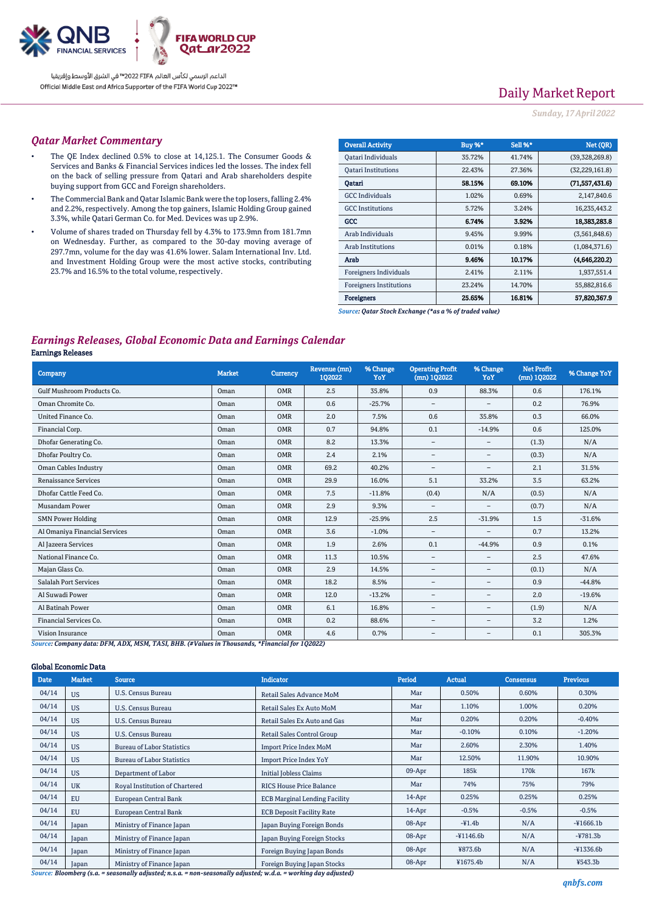Daily Market Report

*Sunday, 17 April 2022*

## Qatar Market Commentary

- The QE Index declined 0.5% to close at 14,125.1. The Consumer Goods & Services and Banks & Financial Services indices led the losses. The index fell on the back of selling pressure from Qatari and Arab shareholders despite buying support from GCC and Foreign shareholders.
- The Commercial Bank and Qatar Islamic Bank were the top losers, falling 2.4% and 2.2%, respectively. Among the top gainers, Islamic Holding Group gained 3.3%, while Qatari German Co. for Med. Devices was up 2.9%.
- Volume of shares traded on Thursday fell by 4.3% to 173.9mn from 181.7mn on Wednesday. Further, as compared to the 30-day moving average of 297.7mn, volume for the day was 41.6% lower. Salam International Inv. Ltd. and Investment Holding Group were the most active stocks, contributing 23.7% and 16.5% to the total volume, respectively.

| Overall Activity | Buy %* | Sell %* | Net (QR) |
|---|---|---|---|
| Qatari Individuals | 35.72% | 41.74% | (39,328,269.8) |
| Qatari Institutions | 22.43% | 27.36% | (32,229,161.8) |
| **Qatari** | **58.15%** | **69.10%** | **(71,557,431.6)** |
| GCC Individuals | 1.02% | 0.69% | 2,147,840.6 |
| GCC Institutions | 5.72% | 3.24% | 16,235,443.2 |
| **GCC** | **6.74%** | **3.92%** | **18,383,283.8** |
| Arab Individuals | 9.45% | 9.99% | (3,561,848.6) |
| Arab Institutions | 0.01% | 0.18% | (1,084,371.6) |
| **Arab** | **9.46%** | **10.17%** | **(4,646,220.2)** |
| Foreigners Individuals | 2.41% | 2.11% | 1,937,551.4 |
| Foreigners Institutions | 23.24% | 14.70% | 55,882,816.6 |
| **Foreigners** | **25.65%** | **16.81%** | **57,820,367.9** |

*Source: Qatar Stock Exchange (*as a % of traded value)*

## Earnings Releases, Global Economic Data and Earnings Calendar

### Earnings Releases

| Company | Market | Currency | Revenue (mn) 1Q2022 | % Change YoY | Operating Profit (mn) 1Q2022 | % Change YoY | Net Profit (mn) 1Q2022 | % Change YoY |
|---|---|---|---|---|---|---|---|---|
| Gulf Mushroom Products Co. | Oman | OMR | 2.5 | 35.8% | 0.9 | 88.3% | 0.6 | 176.1% |
| Oman Chromite Co. | Oman | OMR | 0.6 | -25.7% | – | – | 0.2 | 76.9% |
| United Finance Co. | Oman | OMR | 2.0 | 7.5% | 0.6 | 35.8% | 0.3 | 66.0% |
| Financial Corp. | Oman | OMR | 0.7 | 94.8% | 0.1 | -14.9% | 0.6 | 125.0% |
| Dhofar Generating Co. | Oman | OMR | 8.2 | 13.3% | – | – | (1.3) | N/A |
| Dhofar Poultry Co. | Oman | OMR | 2.4 | 2.1% | – | – | (0.3) | N/A |
| Oman Cables Industry | Oman | OMR | 69.2 | 40.2% | – | – | 2.1 | 31.5% |
| Renaissance Services | Oman | OMR | 29.9 | 16.0% | 5.1 | 33.2% | 3.5 | 63.2% |
| Dhofar Cattle Feed Co. | Oman | OMR | 7.5 | -11.8% | (0.4) | N/A | (0.5) | N/A |
| Musandam Power | Oman | OMR | 2.9 | 9.3% | – | – | (0.7) | N/A |
| SMN Power Holding | Oman | OMR | 12.9 | -25.9% | 2.5 | -31.9% | 1.5 | -31.6% |
| Al Omaniya Financial Services | Oman | OMR | 3.6 | -1.0% | – | – | 0.7 | 13.2% |
| Al Jazeera Services | Oman | OMR | 1.9 | 2.6% | 0.1 | -44.9% | 0.9 | 0.1% |
| National Finance Co. | Oman | OMR | 11.3 | 10.5% | – | – | 2.5 | 47.6% |
| Majan Glass Co. | Oman | OMR | 2.9 | 14.5% | – | – | (0.1) | N/A |
| Salalah Port Services | Oman | OMR | 18.2 | 8.5% | – | – | 0.9 | -44.8% |
| Al Suwadi Power | Oman | OMR | 12.0 | -13.2% | – | – | 2.0 | -19.6% |
| Al Batinah Power | Oman | OMR | 6.1 | 16.8% | – | – | (1.9) | N/A |
| Financial Services Co. | Oman | OMR | 0.2 | 88.6% | – | – | 3.2 | 1.2% |
| Vision Insurance | Oman | OMR | 4.6 | 0.7% | – | – | 0.1 | 305.3% |

*Source: Company data: DFM, ADX, MSM, TASI, BHB. (#Values in Thousands, *Financial for 1Q2022)*

### Global Economic Data

| Date | Market | Source | Indicator | Period | Actual | Consensus | Previous |
|---|---|---|---|---|---|---|---|
| 04/14 | US | U.S. Census Bureau | Retail Sales Advance MoM | Mar | 0.50% | 0.60% | 0.30% |
| 04/14 | US | U.S. Census Bureau | Retail Sales Ex Auto MoM | Mar | 1.10% | 1.00% | 0.20% |
| 04/14 | US | U.S. Census Bureau | Retail Sales Ex Auto and Gas | Mar | 0.20% | 0.20% | -0.40% |
| 04/14 | US | U.S. Census Bureau | Retail Sales Control Group | Mar | -0.10% | 0.10% | -1.20% |
| 04/14 | US | Bureau of Labor Statistics | Import Price Index MoM | Mar | 2.60% | 2.30% | 1.40% |
| 04/14 | US | Bureau of Labor Statistics | Import Price Index YoY | Mar | 12.50% | 11.90% | 10.90% |
| 04/14 | US | Department of Labor | Initial Jobless Claims | 09-Apr | 185k | 170k | 167k |
| 04/14 | UK | Royal Institution of Chartered | RICS House Price Balance | Mar | 74% | 75% | 79% |
| 04/14 | EU | European Central Bank | ECB Marginal Lending Facility | 14-Apr | 0.25% | 0.25% | 0.25% |
| 04/14 | EU | European Central Bank | ECB Deposit Facility Rate | 14-Apr | -0.5% | -0.5% | -0.5% |
| 04/14 | Japan | Ministry of Finance Japan | Japan Buying Foreign Bonds | 08-Apr | -¥1.4b | N/A | -¥1666.1b |
| 04/14 | Japan | Ministry of Finance Japan | Japan Buying Foreign Stocks | 08-Apr | -¥1146.6b | N/A | -¥781.3b |
| 04/14 | Japan | Ministry of Finance Japan | Foreign Buying Japan Bonds | 08-Apr | ¥873.6b | N/A | -¥1336.6b |
| 04/14 | Japan | Ministry of Finance Japan | Foreign Buying Japan Stocks | 08-Apr | ¥1675.4b | N/A | ¥543.3b |

*Source: Bloomberg (s.a. = seasonally adjusted; n.s.a. = non-seasonally adjusted; w.d.a. = working day adjusted)*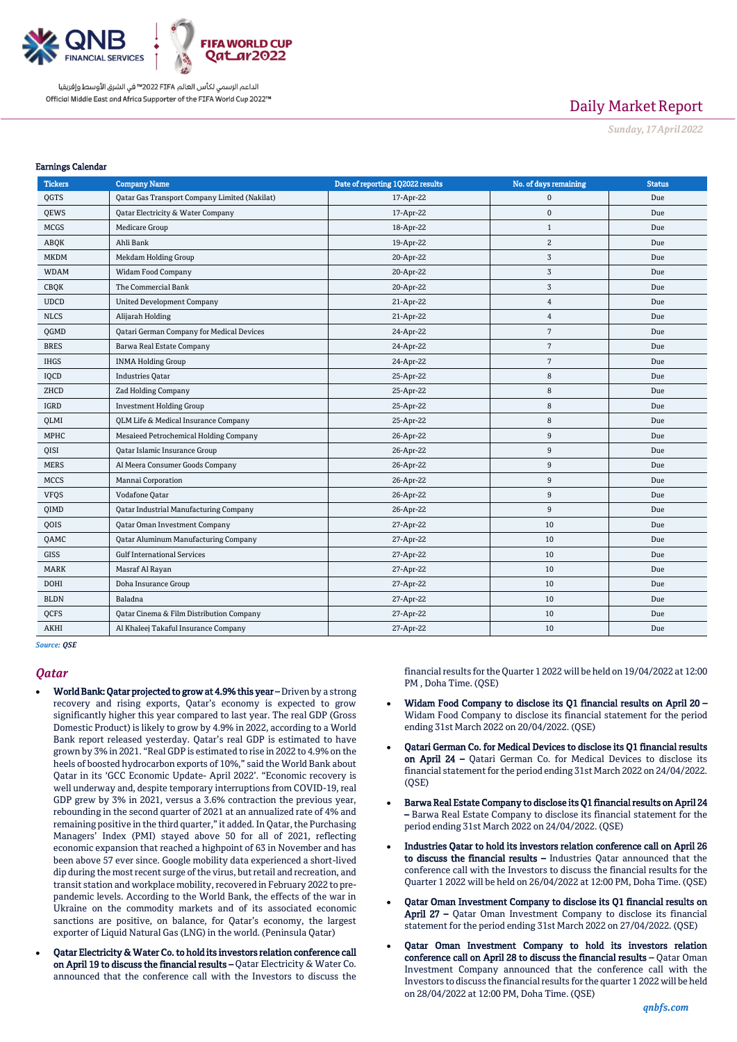Earnings Calendar

| Tickers | Company Name | Date of reporting 1Q2022 results | No. of days remaining | Status |
|---|---|---|---|---|
| QGTS | Qatar Gas Transport Company Limited (Nakilat) | 17-Apr-22 | 0 | Due |
| QEWS | Qatar Electricity & Water Company | 17-Apr-22 | 0 | Due |
| MCGS | Medicare Group | 18-Apr-22 | 1 | Due |
| ABQK | Ahli Bank | 19-Apr-22 | 2 | Due |
| MKDM | Mekdam Holding Group | 20-Apr-22 | 3 | Due |
| WDAM | Widam Food Company | 20-Apr-22 | 3 | Due |
| CBQK | The Commercial Bank | 20-Apr-22 | 3 | Due |
| UDCD | United Development Company | 21-Apr-22 | 4 | Due |
| NLCS | Alijarah Holding | 21-Apr-22 | 4 | Due |
| QGMD | Qatari German Company for Medical Devices | 24-Apr-22 | 7 | Due |
| BRES | Barwa Real Estate Company | 24-Apr-22 | 7 | Due |
| IHGS | INMA Holding Group | 24-Apr-22 | 7 | Due |
| IQCD | Industries Qatar | 25-Apr-22 | 8 | Due |
| ZHCD | Zad Holding Company | 25-Apr-22 | 8 | Due |
| IGRD | Investment Holding Group | 25-Apr-22 | 8 | Due |
| QLMI | QLM Life & Medical Insurance Company | 25-Apr-22 | 8 | Due |
| MPHC | Mesaieed Petrochemical Holding Company | 26-Apr-22 | 9 | Due |
| QISI | Qatar Islamic Insurance Group | 26-Apr-22 | 9 | Due |
| MERS | Al Meera Consumer Goods Company | 26-Apr-22 | 9 | Due |
| MCCS | Mannai Corporation | 26-Apr-22 | 9 | Due |
| VFQS | Vodafone Qatar | 26-Apr-22 | 9 | Due |
| QIMD | Qatar Industrial Manufacturing Company | 26-Apr-22 | 9 | Due |
| QOIS | Qatar Oman Investment Company | 27-Apr-22 | 10 | Due |
| QAMC | Qatar Aluminum Manufacturing Company | 27-Apr-22 | 10 | Due |
| GISS | Gulf International Services | 27-Apr-22 | 10 | Due |
| MARK | Masraf Al Rayan | 27-Apr-22 | 10 | Due |
| DOHI | Doha Insurance Group | 27-Apr-22 | 10 | Due |
| BLDN | Baladna | 27-Apr-22 | 10 | Due |
| QCFS | Qatar Cinema & Film Distribution Company | 27-Apr-22 | 10 | Due |
| AKHI | Al Khaleej Takaful Insurance Company | 27-Apr-22 | 10 | Due |

*Source: QSE*

## Qatar

- **World Bank: Qatar projected to grow at 4.9% this year –** Driven by a strong recovery and rising exports, Qatar's economy is expected to grow significantly higher this year compared to last year. The real GDP (Gross Domestic Product) is likely to grow by 4.9% in 2022, according to a World Bank report released yesterday. Qatar's real GDP is estimated to have grown by 3% in 2021. "Real GDP is estimated to rise in 2022 to 4.9% on the heels of boosted hydrocarbon exports of 10%," said the World Bank about Qatar in its 'GCC Economic Update- April 2022'. "Economic recovery is well underway and, despite temporary interruptions from COVID-19, real GDP grew by 3% in 2021, versus a 3.6% contraction the previous year, rebounding in the second quarter of 2021 at an annualized rate of 4% and remaining positive in the third quarter," it added. In Qatar, the Purchasing Managers' Index (PMI) stayed above 50 for all of 2021, reflecting economic expansion that reached a highpoint of 63 in November and has been above 57 ever since. Google mobility data experienced a short-lived dip during the most recent surge of the virus, but retail and recreation, and transit station and workplace mobility, recovered in February 2022 to pre-pandemic levels. According to the World Bank, the effects of the war in Ukraine on the commodity markets and of its associated economic sanctions are positive, on balance, for Qatar's economy, the largest exporter of Liquid Natural Gas (LNG) in the world. (Peninsula Qatar)
- **Qatar Electricity & Water Co. to hold its investors relation conference call on April 19 to discuss the financial results –** Qatar Electricity & Water Co. announced that the conference call with the Investors to discuss the financial results for the Quarter 1 2022 will be held on 19/04/2022 at 12:00 PM , Doha Time. (QSE)
- **Widam Food Company to disclose its Q1 financial results on April 20 –** Widam Food Company to disclose its financial statement for the period ending 31st March 2022 on 20/04/2022. (QSE)
- **Qatari German Co. for Medical Devices to disclose its Q1 financial results on April 24 –** Qatari German Co. for Medical Devices to disclose its financial statement for the period ending 31st March 2022 on 24/04/2022. (QSE)
- **Barwa Real Estate Company to disclose its Q1 financial results on April 24 –** Barwa Real Estate Company to disclose its financial statement for the period ending 31st March 2022 on 24/04/2022. (QSE)
- **Industries Qatar to hold its investors relation conference call on April 26 to discuss the financial results –** Industries Qatar announced that the conference call with the Investors to discuss the financial results for the Quarter 1 2022 will be held on 26/04/2022 at 12:00 PM, Doha Time. (QSE)
- **Qatar Oman Investment Company to disclose its Q1 financial results on April 27 –** Qatar Oman Investment Company to disclose its financial statement for the period ending 31st March 2022 on 27/04/2022. (QSE)
- **Qatar Oman Investment Company to hold its investors relation conference call on April 28 to discuss the financial results –** Qatar Oman Investment Company announced that the conference call with the Investors to discuss the financial results for the quarter 1 2022 will be held on 28/04/2022 at 12:00 PM, Doha Time. (QSE)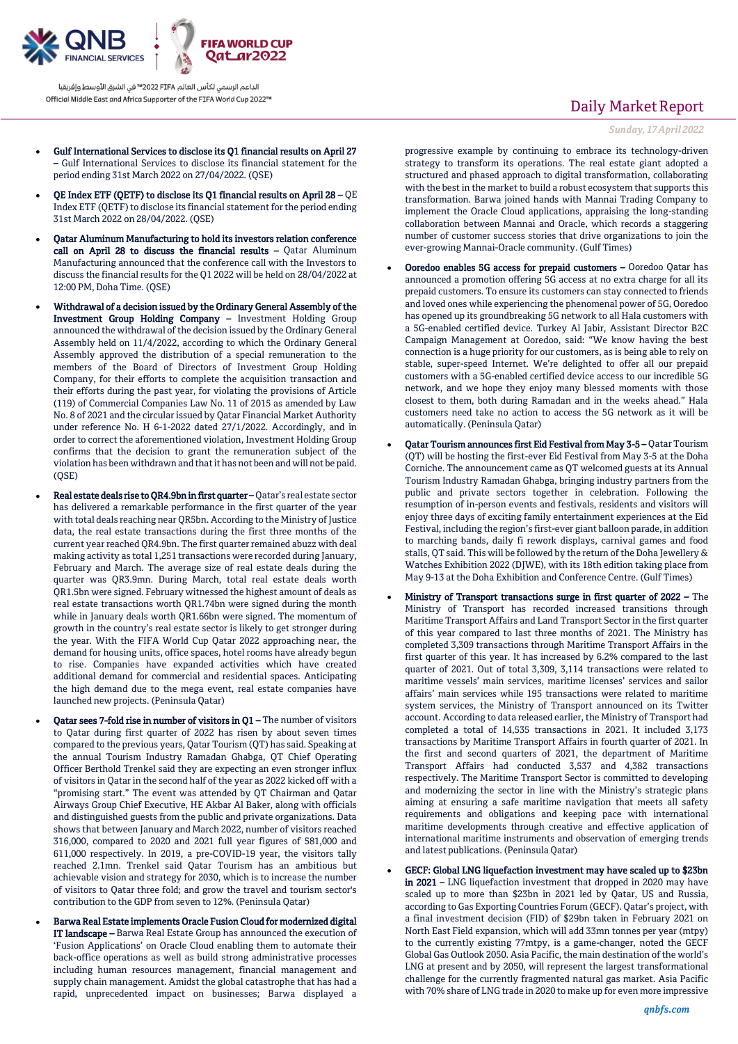- **Gulf International Services to disclose its Q1 financial results on April 27 –** Gulf International Services to disclose its financial statement for the period ending 31st March 2022 on 27/04/2022. (QSE)

- **QE Index ETF (QETF) to disclose its Q1 financial results on April 28 –** QE Index ETF (QETF) to disclose its financial statement for the period ending 31st March 2022 on 28/04/2022. (QSE)

- **Qatar Aluminum Manufacturing to hold its investors relation conference call on April 28 to discuss the financial results –** Qatar Aluminum Manufacturing announced that the conference call with the Investors to discuss the financial results for the Q1 2022 will be held on 28/04/2022 at 12:00 PM, Doha Time. (QSE)

- **Withdrawal of a decision issued by the Ordinary General Assembly of the Investment Group Holding Company –** Investment Holding Group announced the withdrawal of the decision issued by the Ordinary General Assembly held on 11/4/2022, according to which the Ordinary General Assembly approved the distribution of a special remuneration to the members of the Board of Directors of Investment Group Holding Company, for their efforts to complete the acquisition transaction and their efforts during the past year, for violating the provisions of Article (119) of Commercial Companies Law No. 11 of 2015 as amended by Law No. 8 of 2021 and the circular issued by Qatar Financial Market Authority under reference No. H 6-1-2022 dated 27/1/2022. Accordingly, and in order to correct the aforementioned violation, Investment Holding Group confirms that the decision to grant the remuneration subject of the violation has been withdrawn and that it has not been and will not be paid. (QSE)

- **Real estate deals rise to QR4.9bn in first quarter –** Qatar's real estate sector has delivered a remarkable performance in the first quarter of the year with total deals reaching near QR5bn. According to the Ministry of Justice data, the real estate transactions during the first three months of the current year reached QR4.9bn. The first quarter remained abuzz with deal making activity as total 1,251 transactions were recorded during January, February and March. The average size of real estate deals during the quarter was QR3.9mn. During March, total real estate deals worth QR1.5bn were signed. February witnessed the highest amount of deals as real estate transactions worth QR1.74bn were signed during the month while in January deals worth QR1.66bn were signed. The momentum of growth in the country's real estate sector is likely to get stronger during the year. With the FIFA World Cup Qatar 2022 approaching near, the demand for housing units, office spaces, hotel rooms have already begun to rise. Companies have expanded activities which have created additional demand for commercial and residential spaces. Anticipating the high demand due to the mega event, real estate companies have launched new projects. (Peninsula Qatar)

- **Qatar sees 7-fold rise in number of visitors in Q1 –** The number of visitors to Qatar during first quarter of 2022 has risen by about seven times compared to the previous years, Qatar Tourism (QT) has said. Speaking at the annual Tourism Industry Ramadan Ghabga, QT Chief Operating Officer Berthold Trenkel said they are expecting an even stronger influx of visitors in Qatar in the second half of the year as 2022 kicked off with a "promising start." The event was attended by QT Chairman and Qatar Airways Group Chief Executive, HE Akbar Al Baker, along with officials and distinguished guests from the public and private organizations. Data shows that between January and March 2022, number of visitors reached 316,000, compared to 2020 and 2021 full year figures of 581,000 and 611,000 respectively. In 2019, a pre-COVID-19 year, the visitors tally reached 2.1mn. Trenkel said Qatar Tourism has an ambitious but achievable vision and strategy for 2030, which is to increase the number of visitors to Qatar three fold; and grow the travel and tourism sector's contribution to the GDP from seven to 12%. (Peninsula Qatar)

- **Barwa Real Estate implements Oracle Fusion Cloud for modernized digital IT landscape –** Barwa Real Estate Group has announced the execution of 'Fusion Applications' on Oracle Cloud enabling them to automate their back-office operations as well as build strong administrative processes including human resources management, financial management and supply chain management. Amidst the global catastrophe that has had a rapid, unprecedented impact on businesses; Barwa displayed a progressive example by continuing to embrace its technology-driven strategy to transform its operations. The real estate giant adopted a structured and phased approach to digital transformation, collaborating with the best in the market to build a robust ecosystem that supports this transformation. Barwa joined hands with Mannai Trading Company to implement the Oracle Cloud applications, appraising the long-standing collaboration between Mannai and Oracle, which records a staggering number of customer success stories that drive organizations to join the ever-growing Mannai-Oracle community. (Gulf Times)

- **Ooredoo enables 5G access for prepaid customers –** Ooredoo Qatar has announced a promotion offering 5G access at no extra charge for all its prepaid customers. To ensure its customers can stay connected to friends and loved ones while experiencing the phenomenal power of 5G, Ooredoo has opened up its groundbreaking 5G network to all Hala customers with a 5G-enabled certified device. Turkey Al Jabir, Assistant Director B2C Campaign Management at Ooredoo, said: "We know having the best connection is a huge priority for our customers, as is being able to rely on stable, super-speed Internet. We're delighted to offer all our prepaid customers with a 5G-enabled certified device access to our incredible 5G network, and we hope they enjoy many blessed moments with those closest to them, both during Ramadan and in the weeks ahead." Hala customers need take no action to access the 5G network as it will be automatically. (Peninsula Qatar)

- **Qatar Tourism announces first Eid Festival from May 3-5 –** Qatar Tourism (QT) will be hosting the first-ever Eid Festival from May 3-5 at the Doha Corniche. The announcement came as QT welcomed guests at its Annual Tourism Industry Ramadan Ghabga, bringing industry partners from the public and private sectors together in celebration. Following the resumption of in-person events and festivals, residents and visitors will enjoy three days of exciting family entertainment experiences at the Eid Festival, including the region's first-ever giant balloon parade, in addition to marching bands, daily fi rework displays, carnival games and food stalls, QT said. This will be followed by the return of the Doha Jewellery & Watches Exhibition 2022 (DJWE), with its 18th edition taking place from May 9-13 at the Doha Exhibition and Conference Centre. (Gulf Times)

- **Ministry of Transport transactions surge in first quarter of 2022 –** The Ministry of Transport has recorded increased transitions through Maritime Transport Affairs and Land Transport Sector in the first quarter of this year compared to last three months of 2021. The Ministry has completed 3,309 transactions through Maritime Transport Affairs in the first quarter of this year. It has increased by 6.2% compared to the last quarter of 2021. Out of total 3,309, 3,114 transactions were related to maritime vessels' main services, maritime licenses' services and sailor affairs' main services while 195 transactions were related to maritime system services, the Ministry of Transport announced on its Twitter account. According to data released earlier, the Ministry of Transport had completed a total of 14,535 transactions in 2021. It included 3,173 transactions by Maritime Transport Affairs in fourth quarter of 2021. In the first and second quarters of 2021, the department of Maritime Transport Affairs had conducted 3,537 and 4,382 transactions respectively. The Maritime Transport Sector is committed to developing and modernizing the sector in line with the Ministry's strategic plans aiming at ensuring a safe maritime navigation that meets all safety requirements and obligations and keeping pace with international maritime developments through creative and effective application of international maritime instruments and observation of emerging trends and latest publications. (Peninsula Qatar)

- **GECF: Global LNG liquefaction investment may have scaled up to $23bn in 2021 –** LNG liquefaction investment that dropped in 2020 may have scaled up to more than $23bn in 2021 led by Qatar, US and Russia, according to Gas Exporting Countries Forum (GECF). Qatar's project, with a final investment decision (FID) of $29bn taken in February 2021 on North East Field expansion, which will add 33mn tonnes per year (mtpy) to the currently existing 77mtpy, is a game-changer, noted the GECF Global Gas Outlook 2050. Asia Pacific, the main destination of the world's LNG at present and by 2050, will represent the largest transformational challenge for the currently fragmented natural gas market. Asia Pacific with 70% share of LNG trade in 2020 to make up for even more impressive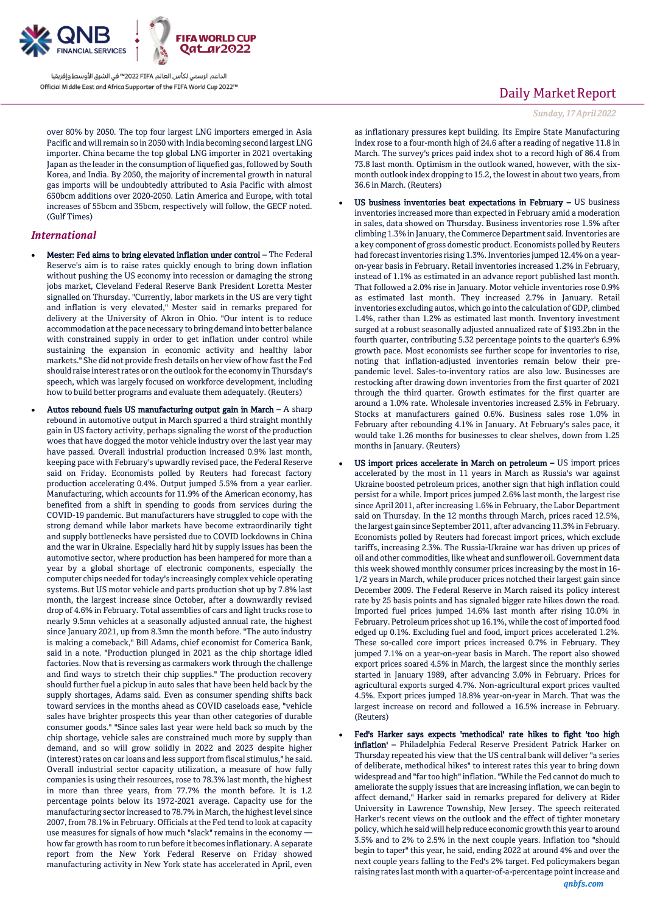over 80% by 2050. The top four largest LNG importers emerged in Asia Pacific and will remain so in 2050 with India becoming second largest LNG importer. China became the top global LNG importer in 2021 overtaking Japan as the leader in the consumption of liquefied gas, followed by South Korea, and India. By 2050, the majority of incremental growth in natural gas imports will be undoubtedly attributed to Asia Pacific with almost 650bcm additions over 2020-2050. Latin America and Europe, with total increases of 55bcm and 35bcm, respectively will follow, the GECF noted. (Gulf Times)

## *International*

- **Mester: Fed aims to bring elevated inflation under control –** The Federal Reserve's aim is to raise rates quickly enough to bring down inflation without pushing the US economy into recession or damaging the strong jobs market, Cleveland Federal Reserve Bank President Loretta Mester signalled on Thursday. "Currently, labor markets in the US are very tight and inflation is very elevated," Mester said in remarks prepared for delivery at the University of Akron in Ohio. "Our intent is to reduce accommodation at the pace necessary to bring demand into better balance with constrained supply in order to get inflation under control while sustaining the expansion in economic activity and healthy labor markets." She did not provide fresh details on her view of how fast the Fed should raise interest rates or on the outlook for the economy in Thursday's speech, which was largely focused on workforce development, including how to build better programs and evaluate them adequately. (Reuters)
- **Autos rebound fuels US manufacturing output gain in March –** A sharp rebound in automotive output in March spurred a third straight monthly gain in US factory activity, perhaps signaling the worst of the production woes that have dogged the motor vehicle industry over the last year may have passed. Overall industrial production increased 0.9% last month, keeping pace with February's upwardly revised pace, the Federal Reserve said on Friday. Economists polled by Reuters had forecast factory production accelerating 0.4%. Output jumped 5.5% from a year earlier. Manufacturing, which accounts for 11.9% of the American economy, has benefited from a shift in spending to goods from services during the COVID-19 pandemic. But manufacturers have struggled to cope with the strong demand while labor markets have become extraordinarily tight and supply bottlenecks have persisted due to COVID lockdowns in China and the war in Ukraine. Especially hard hit by supply issues has been the automotive sector, where production has been hampered for more than a year by a global shortage of electronic components, especially the computer chips needed for today's increasingly complex vehicle operating systems. But US motor vehicle and parts production shot up by 7.8% last month, the largest increase since October, after a downwardly revised drop of 4.6% in February. Total assemblies of cars and light trucks rose to nearly 9.5mn vehicles at a seasonally adjusted annual rate, the highest since January 2021, up from 8.3mn the month before. "The auto industry is making a comeback," Bill Adams, chief economist for Comerica Bank, said in a note. "Production plunged in 2021 as the chip shortage idled factories. Now that is reversing as carmakers work through the challenge and find ways to stretch their chip supplies." The production recovery should further fuel a pickup in auto sales that have been held back by the supply shortages, Adams said. Even as consumer spending shifts back toward services in the months ahead as COVID caseloads ease, "vehicle sales have brighter prospects this year than other categories of durable consumer goods." "Since sales last year were held back so much by the chip shortage, vehicle sales are constrained much more by supply than demand, and so will grow solidly in 2022 and 2023 despite higher (interest) rates on car loans and less support from fiscal stimulus," he said. Overall industrial sector capacity utilization, a measure of how fully companies is using their resources, rose to 78.3% last month, the highest in more than three years, from 77.7% the month before. It is 1.2 percentage points below its 1972-2021 average. Capacity use for the manufacturing sector increased to 78.7% in March, the highest level since 2007, from 78.1% in February. Officials at the Fed tend to look at capacity use measures for signals of how much "slack" remains in the economy — how far growth has room to run before it becomes inflationary. A separate report from the New York Federal Reserve on Friday showed manufacturing activity in New York state has accelerated in April, even as inflationary pressures kept building. Its Empire State Manufacturing Index rose to a four-month high of 24.6 after a reading of negative 11.8 in March. The survey's prices paid index shot to a record high of 86.4 from 73.8 last month. Optimism in the outlook waned, however, with the six-month outlook index dropping to 15.2, the lowest in about two years, from 36.6 in March. (Reuters)
- **US business inventories beat expectations in February –** US business inventories increased more than expected in February amid a moderation in sales, data showed on Thursday. Business inventories rose 1.5% after climbing 1.3% in January, the Commerce Department said. Inventories are a key component of gross domestic product. Economists polled by Reuters had forecast inventories rising 1.3%. Inventories jumped 12.4% on a year-on-year basis in February. Retail inventories increased 1.2% in February, instead of 1.1% as estimated in an advance report published last month. That followed a 2.0% rise in January. Motor vehicle inventories rose 0.9% as estimated last month. They increased 2.7% in January. Retail inventories excluding autos, which go into the calculation of GDP, climbed 1.4%, rather than 1.2% as estimated last month. Inventory investment surged at a robust seasonally adjusted annualized rate of $193.2bn in the fourth quarter, contributing 5.32 percentage points to the quarter's 6.9% growth pace. Most economists see further scope for inventories to rise, noting that inflation-adjusted inventories remain below their pre-pandemic level. Sales-to-inventory ratios are also low. Businesses are restocking after drawing down inventories from the first quarter of 2021 through the third quarter. Growth estimates for the first quarter are around a 1.0% rate. Wholesale inventories increased 2.5% in February. Stocks at manufacturers gained 0.6%. Business sales rose 1.0% in February after rebounding 4.1% in January. At February's sales pace, it would take 1.26 months for businesses to clear shelves, down from 1.25 months in January. (Reuters)
- **US import prices accelerate in March on petroleum –** US import prices accelerated by the most in 11 years in March as Russia's war against Ukraine boosted petroleum prices, another sign that high inflation could persist for a while. Import prices jumped 2.6% last month, the largest rise since April 2011, after increasing 1.6% in February, the Labor Department said on Thursday. In the 12 months through March, prices raced 12.5%, the largest gain since September 2011, after advancing 11.3% in February. Economists polled by Reuters had forecast import prices, which exclude tariffs, increasing 2.3%. The Russia-Ukraine war has driven up prices of oil and other commodities, like wheat and sunflower oil. Government data this week showed monthly consumer prices increasing by the most in 16-1/2 years in March, while producer prices notched their largest gain since December 2009. The Federal Reserve in March raised its policy interest rate by 25 basis points and has signaled bigger rate hikes down the road. Imported fuel prices jumped 14.6% last month after rising 10.0% in February. Petroleum prices shot up 16.1%, while the cost of imported food edged up 0.1%. Excluding fuel and food, import prices accelerated 1.2%. These so-called core import prices increased 0.7% in February. They jumped 7.1% on a year-on-year basis in March. The report also showed export prices soared 4.5% in March, the largest since the monthly series started in January 1989, after advancing 3.0% in February. Prices for agricultural exports surged 4.7%. Non-agricultural export prices vaulted 4.5%. Export prices jumped 18.8% year-on-year in March. That was the largest increase on record and followed a 16.5% increase in February. (Reuters)
- **Fed's Harker says expects 'methodical' rate hikes to fight 'too high inflation' –** Philadelphia Federal Reserve President Patrick Harker on Thursday repeated his view that the US central bank will deliver "a series of deliberate, methodical hikes" to interest rates this year to bring down widespread and "far too high" inflation. "While the Fed cannot do much to ameliorate the supply issues that are increasing inflation, we can begin to affect demand," Harker said in remarks prepared for delivery at Rider University in Lawrence Township, New Jersey. The speech reiterated Harker's recent views on the outlook and the effect of tighter monetary policy, which he said will help reduce economic growth this year to around 3.5% and to 2% to 2.5% in the next couple years. Inflation too "should begin to taper" this year, he said, ending 2022 at around 4% and over the next couple years falling to the Fed's 2% target. Fed policymakers began raising rates last month with a quarter-of-a-percentage point increase and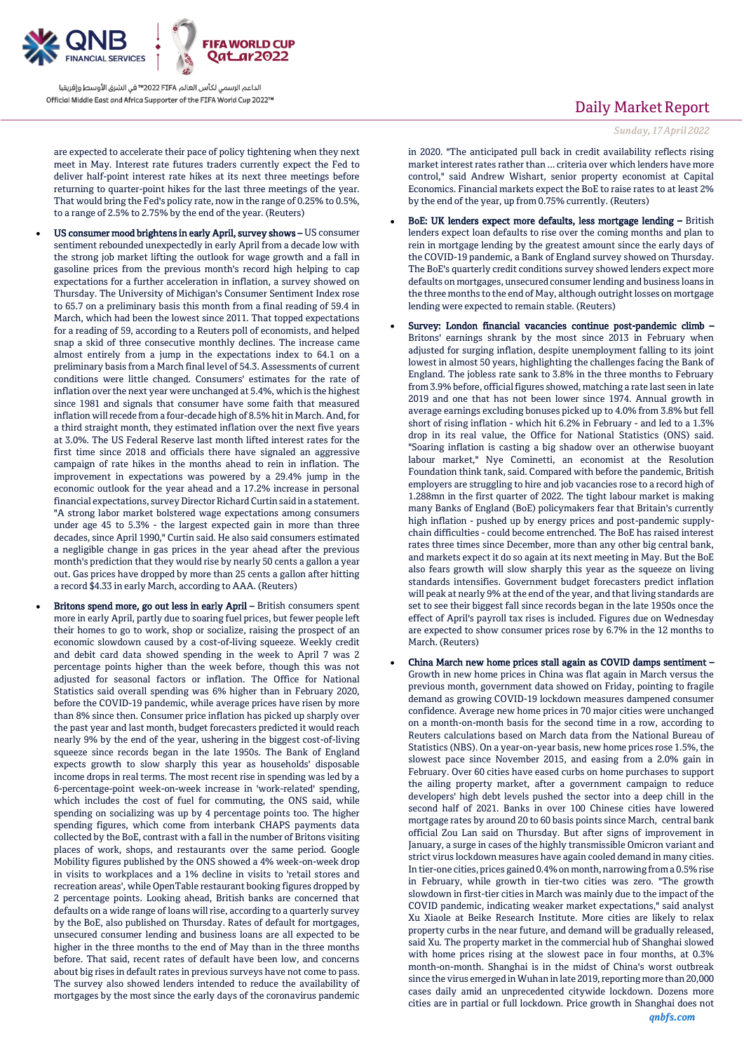are expected to accelerate their pace of policy tightening when they next meet in May. Interest rate futures traders currently expect the Fed to deliver half-point interest rate hikes at its next three meetings before returning to quarter-point hikes for the last three meetings of the year. That would bring the Fed's policy rate, now in the range of 0.25% to 0.5%, to a range of 2.5% to 2.75% by the end of the year. (Reuters)

- **US consumer mood brightens in early April, survey shows –** US consumer sentiment rebounded unexpectedly in early April from a decade low with the strong job market lifting the outlook for wage growth and a fall in gasoline prices from the previous month's record high helping to cap expectations for a further acceleration in inflation, a survey showed on Thursday. The University of Michigan's Consumer Sentiment Index rose to 65.7 on a preliminary basis this month from a final reading of 59.4 in March, which had been the lowest since 2011. That topped expectations for a reading of 59, according to a Reuters poll of economists, and helped snap a skid of three consecutive monthly declines. The increase came almost entirely from a jump in the expectations index to 64.1 on a preliminary basis from a March final level of 54.3. Assessments of current conditions were little changed. Consumers' estimates for the rate of inflation over the next year were unchanged at 5.4%, which is the highest since 1981 and signals that consumer have some faith that measured inflation will recede from a four-decade high of 8.5% hit in March. And, for a third straight month, they estimated inflation over the next five years at 3.0%. The US Federal Reserve last month lifted interest rates for the first time since 2018 and officials there have signaled an aggressive campaign of rate hikes in the months ahead to rein in inflation. The improvement in expectations was powered by a 29.4% jump in the economic outlook for the year ahead and a 17.2% increase in personal financial expectations, survey Director Richard Curtin said in a statement. "A strong labor market bolstered wage expectations among consumers under age 45 to 5.3% - the largest expected gain in more than three decades, since April 1990," Curtin said. He also said consumers estimated a negligible change in gas prices in the year ahead after the previous month's prediction that they would rise by nearly 50 cents a gallon a year out. Gas prices have dropped by more than 25 cents a gallon after hitting a record $4.33 in early March, according to AAA. (Reuters)
- **Britons spend more, go out less in early April –** British consumers spent more in early April, partly due to soaring fuel prices, but fewer people left their homes to go to work, shop or socialize, raising the prospect of an economic slowdown caused by a cost-of-living squeeze. Weekly credit and debit card data showed spending in the week to April 7 was 2 percentage points higher than the week before, though this was not adjusted for seasonal factors or inflation. The Office for National Statistics said overall spending was 6% higher than in February 2020, before the COVID-19 pandemic, while average prices have risen by more than 8% since then. Consumer price inflation has picked up sharply over the past year and last month, budget forecasters predicted it would reach nearly 9% by the end of the year, ushering in the biggest cost-of-living squeeze since records began in the late 1950s. The Bank of England expects growth to slow sharply this year as households' disposable income drops in real terms. The most recent rise in spending was led by a 6-percentage-point week-on-week increase in 'work-related' spending, which includes the cost of fuel for commuting, the ONS said, while spending on socializing was up by 4 percentage points too. The higher spending figures, which come from interbank CHAPS payments data collected by the BoE, contrast with a fall in the number of Britons visiting places of work, shops, and restaurants over the same period. Google Mobility figures published by the ONS showed a 4% week-on-week drop in visits to workplaces and a 1% decline in visits to 'retail stores and recreation areas', while OpenTable restaurant booking figures dropped by 2 percentage points. Looking ahead, British banks are concerned that defaults on a wide range of loans will rise, according to a quarterly survey by the BoE, also published on Thursday. Rates of default for mortgages, unsecured consumer lending and business loans are all expected to be higher in the three months to the end of May than in the three months before. That said, recent rates of default have been low, and concerns about big rises in default rates in previous surveys have not come to pass. The survey also showed lenders intended to reduce the availability of mortgages by the most since the early days of the coronavirus pandemic in 2020. "The anticipated pull back in credit availability reflects rising market interest rates rather than ... criteria over which lenders have more control," said Andrew Wishart, senior property economist at Capital Economics. Financial markets expect the BoE to raise rates to at least 2% by the end of the year, up from 0.75% currently. (Reuters)
- **BoE: UK lenders expect more defaults, less mortgage lending –** British lenders expect loan defaults to rise over the coming months and plan to rein in mortgage lending by the greatest amount since the early days of the COVID-19 pandemic, a Bank of England survey showed on Thursday. The BoE's quarterly credit conditions survey showed lenders expect more defaults on mortgages, unsecured consumer lending and business loans in the three months to the end of May, although outright losses on mortgage lending were expected to remain stable. (Reuters)
- **Survey: London financial vacancies continue post-pandemic climb –** Britons' earnings shrank by the most since 2013 in February when adjusted for surging inflation, despite unemployment falling to its joint lowest in almost 50 years, highlighting the challenges facing the Bank of England. The jobless rate sank to 3.8% in the three months to February from 3.9% before, official figures showed, matching a rate last seen in late 2019 and one that has not been lower since 1974. Annual growth in average earnings excluding bonuses picked up to 4.0% from 3.8% but fell short of rising inflation - which hit 6.2% in February - and led to a 1.3% drop in its real value, the Office for National Statistics (ONS) said. "Soaring inflation is casting a big shadow over an otherwise buoyant labour market," Nye Cominetti, an economist at the Resolution Foundation think tank, said. Compared with before the pandemic, British employers are struggling to hire and job vacancies rose to a record high of 1.288mn in the first quarter of 2022. The tight labour market is making many Banks of England (BoE) policymakers fear that Britain's currently high inflation - pushed up by energy prices and post-pandemic supply-chain difficulties - could become entrenched. The BoE has raised interest rates three times since December, more than any other big central bank, and markets expect it do so again at its next meeting in May. But the BoE also fears growth will slow sharply this year as the squeeze on living standards intensifies. Government budget forecasters predict inflation will peak at nearly 9% at the end of the year, and that living standards are set to see their biggest fall since records began in the late 1950s once the effect of April's payroll tax rises is included. Figures due on Wednesday are expected to show consumer prices rose by 6.7% in the 12 months to March. (Reuters)
- **China March new home prices stall again as COVID damps sentiment –** Growth in new home prices in China was flat again in March versus the previous month, government data showed on Friday, pointing to fragile demand as growing COVID-19 lockdown measures dampened consumer confidence. Average new home prices in 70 major cities were unchanged on a month-on-month basis for the second time in a row, according to Reuters calculations based on March data from the National Bureau of Statistics (NBS). On a year-on-year basis, new home prices rose 1.5%, the slowest pace since November 2015, and easing from a 2.0% gain in February. Over 60 cities have eased curbs on home purchases to support the ailing property market, after a government campaign to reduce developers' high debt levels pushed the sector into a deep chill in the second half of 2021. Banks in over 100 Chinese cities have lowered mortgage rates by around 20 to 60 basis points since March, central bank official Zou Lan said on Thursday. But after signs of improvement in January, a surge in cases of the highly transmissible Omicron variant and strict virus lockdown measures have again cooled demand in many cities. In tier-one cities, prices gained 0.4% on month, narrowing from a 0.5% rise in February, while growth in tier-two cities was zero. "The growth slowdown in first-tier cities in March was mainly due to the impact of the COVID pandemic, indicating weaker market expectations," said analyst Xu Xiaole at Beike Research Institute. More cities are likely to relax property curbs in the near future, and demand will be gradually released, said Xu. The property market in the commercial hub of Shanghai slowed with home prices rising at the slowest pace in four months, at 0.3% month-on-month. Shanghai is in the midst of China's worst outbreak since the virus emerged in Wuhan in late 2019, reporting more than 20,000 cases daily amid an unprecedented citywide lockdown. Dozens more cities are in partial or full lockdown. Price growth in Shanghai does not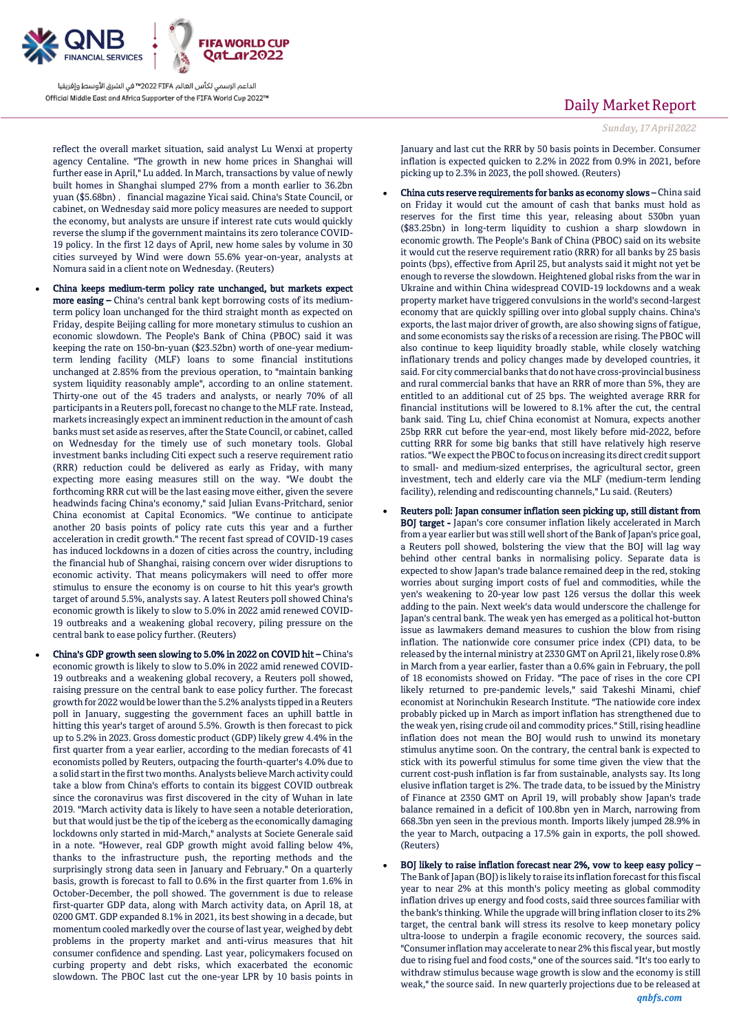reflect the overall market situation, said analyst Lu Wenxi at property agency Centaline. "The growth in new home prices in Shanghai will further ease in April," Lu added. In March, transactions by value of newly built homes in Shanghai slumped 27% from a month earlier to 36.2bn yuan ($5.68bn) , financial magazine Yicai said. China's State Council, or cabinet, on Wednesday said more policy measures are needed to support the economy, but analysts are unsure if interest rate cuts would quickly reverse the slump if the government maintains its zero tolerance COVID-19 policy. In the first 12 days of April, new home sales by volume in 30 cities surveyed by Wind were down 55.6% year-on-year, analysts at Nomura said in a client note on Wednesday. (Reuters)

- **China keeps medium-term policy rate unchanged, but markets expect more easing –** China's central bank kept borrowing costs of its medium-term policy loan unchanged for the third straight month as expected on Friday, despite Beijing calling for more monetary stimulus to cushion an economic slowdown. The People's Bank of China (PBOC) said it was keeping the rate on 150-bn-yuan ($23.52bn) worth of one-year medium-term lending facility (MLF) loans to some financial institutions unchanged at 2.85% from the previous operation, to "maintain banking system liquidity reasonably ample", according to an online statement. Thirty-one out of the 45 traders and analysts, or nearly 70% of all participants in a Reuters poll, forecast no change to the MLF rate. Instead, markets increasingly expect an imminent reduction in the amount of cash banks must set aside as reserves, after the State Council, or cabinet, called on Wednesday for the timely use of such monetary tools. Global investment banks including Citi expect such a reserve requirement ratio (RRR) reduction could be delivered as early as Friday, with many expecting more easing measures still on the way. "We doubt the forthcoming RRR cut will be the last easing move either, given the severe headwinds facing China's economy," said Julian Evans-Pritchard, senior China economist at Capital Economics. "We continue to anticipate another 20 basis points of policy rate cuts this year and a further acceleration in credit growth." The recent fast spread of COVID-19 cases has induced lockdowns in a dozen of cities across the country, including the financial hub of Shanghai, raising concern over wider disruptions to economic activity. That means policymakers will need to offer more stimulus to ensure the economy is on course to hit this year's growth target of around 5.5%, analysts say. A latest Reuters poll showed China's economic growth is likely to slow to 5.0% in 2022 amid renewed COVID-19 outbreaks and a weakening global recovery, piling pressure on the central bank to ease policy further. (Reuters)

- **China's GDP growth seen slowing to 5.0% in 2022 on COVID hit –** China's economic growth is likely to slow to 5.0% in 2022 amid renewed COVID-19 outbreaks and a weakening global recovery, a Reuters poll showed, raising pressure on the central bank to ease policy further. The forecast growth for 2022 would be lower than the 5.2% analysts tipped in a Reuters poll in January, suggesting the government faces an uphill battle in hitting this year's target of around 5.5%. Growth is then forecast to pick up to 5.2% in 2023. Gross domestic product (GDP) likely grew 4.4% in the first quarter from a year earlier, according to the median forecasts of 41 economists polled by Reuters, outpacing the fourth-quarter's 4.0% due to a solid start in the first two months. Analysts believe March activity could take a blow from China's efforts to contain its biggest COVID outbreak since the coronavirus was first discovered in the city of Wuhan in late 2019. "March activity data is likely to have seen a notable deterioration, but that would just be the tip of the iceberg as the economically damaging lockdowns only started in mid-March," analysts at Societe Generale said in a note. "However, real GDP growth might avoid falling below 4%, thanks to the infrastructure push, the reporting methods and the surprisingly strong data seen in January and February." On a quarterly basis, growth is forecast to fall to 0.6% in the first quarter from 1.6% in October-December, the poll showed. The government is due to release first-quarter GDP data, along with March activity data, on April 18, at 0200 GMT. GDP expanded 8.1% in 2021, its best showing in a decade, but momentum cooled markedly over the course of last year, weighed by debt problems in the property market and anti-virus measures that hit consumer confidence and spending. Last year, policymakers focused on curbing property and debt risks, which exacerbated the economic slowdown. The PBOC last cut the one-year LPR by 10 basis points in January and last cut the RRR by 50 basis points in December. Consumer inflation is expected quicken to 2.2% in 2022 from 0.9% in 2021, before picking up to 2.3% in 2023, the poll showed. (Reuters)

- **China cuts reserve requirements for banks as economy slows –** China said on Friday it would cut the amount of cash that banks must hold as reserves for the first time this year, releasing about 530bn yuan ($83.25bn) in long-term liquidity to cushion a sharp slowdown in economic growth. The People's Bank of China (PBOC) said on its website it would cut the reserve requirement ratio (RRR) for all banks by 25 basis points (bps), effective from April 25, but analysts said it might not yet be enough to reverse the slowdown. Heightened global risks from the war in Ukraine and within China widespread COVID-19 lockdowns and a weak property market have triggered convulsions in the world's second-largest economy that are quickly spilling over into global supply chains. China's exports, the last major driver of growth, are also showing signs of fatigue, and some economists say the risks of a recession are rising. The PBOC will also continue to keep liquidity broadly stable, while closely watching inflationary trends and policy changes made by developed countries, it said. For city commercial banks that do not have cross-provincial business and rural commercial banks that have an RRR of more than 5%, they are entitled to an additional cut of 25 bps. The weighted average RRR for financial institutions will be lowered to 8.1% after the cut, the central bank said. Ting Lu, chief China economist at Nomura, expects another 25bp RRR cut before the year-end, most likely before mid-2022, before cutting RRR for some big banks that still have relatively high reserve ratios. "We expect the PBOC to focus on increasing its direct credit support to small- and medium-sized enterprises, the agricultural sector, green investment, tech and elderly care via the MLF (medium-term lending facility), relending and rediscounting channels," Lu said. (Reuters)

- **Reuters poll: Japan consumer inflation seen picking up, still distant from BOJ target -** Japan's core consumer inflation likely accelerated in March from a year earlier but was still well short of the Bank of Japan's price goal, a Reuters poll showed, bolstering the view that the BOJ will lag way behind other central banks in normalising policy. Separate data is expected to show Japan's trade balance remained deep in the red, stoking worries about surging import costs of fuel and commodities, while the yen's weakening to 20-year low past 126 versus the dollar this week adding to the pain. Next week's data would underscore the challenge for Japan's central bank. The weak yen has emerged as a political hot-button issue as lawmakers demand measures to cushion the blow from rising inflation. The nationwide core consumer price index (CPI) data, to be released by the internal ministry at 2330 GMT on April 21, likely rose 0.8% in March from a year earlier, faster than a 0.6% gain in February, the poll of 18 economists showed on Friday. "The pace of rises in the core CPI likely returned to pre-pandemic levels," said Takeshi Minami, chief economist at Norinchukin Research Institute. "The natiowide core index probably picked up in March as import inflation has strengthened due to the weak yen, rising crude oil and commodity prices." Still, rising headline inflation does not mean the BOJ would rush to unwind its monetary stimulus anytime soon. On the contrary, the central bank is expected to stick with its powerful stimulus for some time given the view that the current cost-push inflation is far from sustainable, analysts say. Its long elusive inflation target is 2%. The trade data, to be issued by the Ministry of Finance at 2350 GMT on April 19, will probably show Japan's trade balance remained in a deficit of 100.8bn yen in March, narrowing from 668.3bn yen seen in the previous month. Imports likely jumped 28.9% in the year to March, outpacing a 17.5% gain in exports, the poll showed. (Reuters)

- **BOJ likely to raise inflation forecast near 2%, vow to keep easy policy –** The Bank of Japan (BOJ) is likely to raise its inflation forecast for this fiscal year to near 2% at this month's policy meeting as global commodity inflation drives up energy and food costs, said three sources familiar with the bank's thinking. While the upgrade will bring inflation closer to its 2% target, the central bank will stress its resolve to keep monetary policy ultra-loose to underpin a fragile economic recovery, the sources said. "Consumer inflation may accelerate to near 2% this fiscal year, but mostly due to rising fuel and food costs," one of the sources said. "It's too early to withdraw stimulus because wage growth is slow and the economy is still weak," the source said. In new quarterly projections due to be released at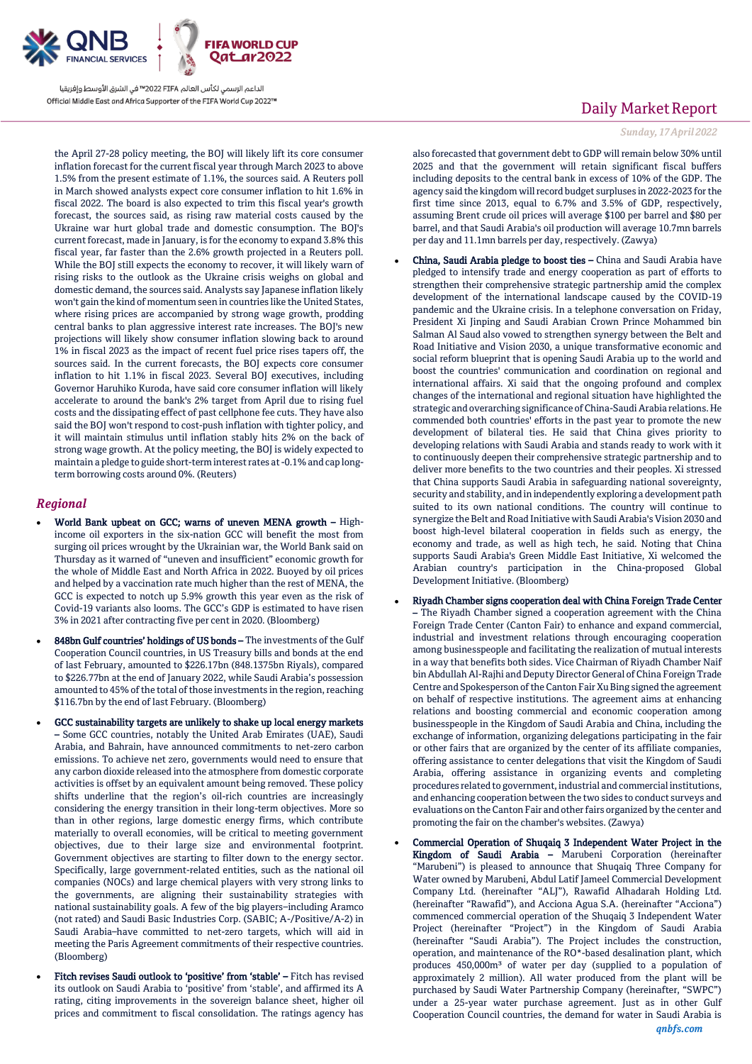the April 27-28 policy meeting, the BOJ will likely lift its core consumer inflation forecast for the current fiscal year through March 2023 to above 1.5% from the present estimate of 1.1%, the sources said. A Reuters poll in March showed analysts expect core consumer inflation to hit 1.6% in fiscal 2022. The board is also expected to trim this fiscal year's growth forecast, the sources said, as rising raw material costs caused by the Ukraine war hurt global trade and domestic consumption. The BOJ's current forecast, made in January, is for the economy to expand 3.8% this fiscal year, far faster than the 2.6% growth projected in a Reuters poll. While the BOJ still expects the economy to recover, it will likely warn of rising risks to the outlook as the Ukraine crisis weighs on global and domestic demand, the sources said. Analysts say Japanese inflation likely won't gain the kind of momentum seen in countries like the United States, where rising prices are accompanied by strong wage growth, prodding central banks to plan aggressive interest rate increases. The BOJ's new projections will likely show consumer inflation slowing back to around 1% in fiscal 2023 as the impact of recent fuel price rises tapers off, the sources said. In the current forecasts, the BOJ expects core consumer inflation to hit 1.1% in fiscal 2023. Several BOJ executives, including Governor Haruhiko Kuroda, have said core consumer inflation will likely accelerate to around the bank's 2% target from April due to rising fuel costs and the dissipating effect of past cellphone fee cuts. They have also said the BOJ won't respond to cost-push inflation with tighter policy, and it will maintain stimulus until inflation stably hits 2% on the back of strong wage growth. At the policy meeting, the BOJ is widely expected to maintain a pledge to guide short-term interest rates at -0.1% and cap long-term borrowing costs around 0%. (Reuters)

## *Regional*

- **World Bank upbeat on GCC; warns of uneven MENA growth –** High-income oil exporters in the six-nation GCC will benefit the most from surging oil prices wrought by the Ukrainian war, the World Bank said on Thursday as it warned of "uneven and insufficient" economic growth for the whole of Middle East and North Africa in 2022. Buoyed by oil prices and helped by a vaccination rate much higher than the rest of MENA, the GCC is expected to notch up 5.9% growth this year even as the risk of Covid-19 variants also looms. The GCC's GDP is estimated to have risen 3% in 2021 after contracting five per cent in 2020. (Bloomberg)
- **848bn Gulf countries' holdings of US bonds –** The investments of the Gulf Cooperation Council countries, in US Treasury bills and bonds at the end of last February, amounted to $226.17bn (848.1375bn Riyals), compared to $226.77bn at the end of January 2022, while Saudi Arabia's possession amounted to 45% of the total of those investments in the region, reaching $116.7bn by the end of last February. (Bloomberg)
- **GCC sustainability targets are unlikely to shake up local energy markets –** Some GCC countries, notably the United Arab Emirates (UAE), Saudi Arabia, and Bahrain, have announced commitments to net-zero carbon emissions. To achieve net zero, governments would need to ensure that any carbon dioxide released into the atmosphere from domestic corporate activities is offset by an equivalent amount being removed. These policy shifts underline that the region's oil-rich countries are increasingly considering the energy transition in their long-term objectives. More so than in other regions, large domestic energy firms, which contribute materially to overall economies, will be critical to meeting government objectives, due to their large size and environmental footprint. Government objectives are starting to filter down to the energy sector. Specifically, large government-related entities, such as the national oil companies (NOCs) and large chemical players with very strong links to the governments, are aligning their sustainability strategies with national sustainability goals. A few of the big players–including Aramco (not rated) and Saudi Basic Industries Corp. (SABIC; A-/Positive/A-2) in Saudi Arabia–have committed to net-zero targets, which will aid in meeting the Paris Agreement commitments of their respective countries. (Bloomberg)
- **Fitch revises Saudi outlook to 'positive' from 'stable' –** Fitch has revised its outlook on Saudi Arabia to 'positive' from 'stable', and affirmed its A rating, citing improvements in the sovereign balance sheet, higher oil prices and commitment to fiscal consolidation. The ratings agency has also forecasted that government debt to GDP will remain below 30% until 2025 and that the government will retain significant fiscal buffers including deposits to the central bank in excess of 10% of the GDP. The agency said the kingdom will record budget surpluses in 2022-2023 for the first time since 2013, equal to 6.7% and 3.5% of GDP, respectively, assuming Brent crude oil prices will average $100 per barrel and $80 per barrel, and that Saudi Arabia's oil production will average 10.7mn barrels per day and 11.1mn barrels per day, respectively. (Zawya)
- **China, Saudi Arabia pledge to boost ties –** China and Saudi Arabia have pledged to intensify trade and energy cooperation as part of efforts to strengthen their comprehensive strategic partnership amid the complex development of the international landscape caused by the COVID-19 pandemic and the Ukraine crisis. In a telephone conversation on Friday, President Xi Jinping and Saudi Arabian Crown Prince Mohammed bin Salman Al Saud also vowed to strengthen synergy between the Belt and Road Initiative and Vision 2030, a unique transformative economic and social reform blueprint that is opening Saudi Arabia up to the world and boost the countries' communication and coordination on regional and international affairs. Xi said that the ongoing profound and complex changes of the international and regional situation have highlighted the strategic and overarching significance of China-Saudi Arabia relations. He commended both countries' efforts in the past year to promote the new development of bilateral ties. He said that China gives priority to developing relations with Saudi Arabia and stands ready to work with it to continuously deepen their comprehensive strategic partnership and to deliver more benefits to the two countries and their peoples. Xi stressed that China supports Saudi Arabia in safeguarding national sovereignty, security and stability, and in independently exploring a development path suited to its own national conditions. The country will continue to synergize the Belt and Road Initiative with Saudi Arabia's Vision 2030 and boost high-level bilateral cooperation in fields such as energy, the economy and trade, as well as high tech, he said. Noting that China supports Saudi Arabia's Green Middle East Initiative, Xi welcomed the Arabian country's participation in the China-proposed Global Development Initiative. (Bloomberg)
- **Riyadh Chamber signs cooperation deal with China Foreign Trade Center –** The Riyadh Chamber signed a cooperation agreement with the China Foreign Trade Center (Canton Fair) to enhance and expand commercial, industrial and investment relations through encouraging cooperation among businesspeople and facilitating the realization of mutual interests in a way that benefits both sides. Vice Chairman of Riyadh Chamber Naif bin Abdullah Al-Rajhi and Deputy Director General of China Foreign Trade Centre and Spokesperson of the Canton Fair Xu Bing signed the agreement on behalf of respective institutions. The agreement aims at enhancing relations and boosting commercial and economic cooperation among businesspeople in the Kingdom of Saudi Arabia and China, including the exchange of information, organizing delegations participating in the fair or other fairs that are organized by the center of its affiliate companies, offering assistance to center delegations that visit the Kingdom of Saudi Arabia, offering assistance in organizing events and completing procedures related to government, industrial and commercial institutions, and enhancing cooperation between the two sides to conduct surveys and evaluations on the Canton Fair and other fairs organized by the center and promoting the fair on the chamber's websites. (Zawya)
- **Commercial Operation of Shuqaiq 3 Independent Water Project in the Kingdom of Saudi Arabia –** Marubeni Corporation (hereinafter "Marubeni") is pleased to announce that Shuqaiq Three Company for Water owned by Marubeni, Abdul Latif Jameel Commercial Development Company Ltd. (hereinafter "ALJ"), Rawafid Alhadarah Holding Ltd. (hereinafter "Rawafid"), and Acciona Agua S.A. (hereinafter "Acciona") commenced commercial operation of the Shuqaiq 3 Independent Water Project (hereinafter "Project") in the Kingdom of Saudi Arabia (hereinafter "Saudi Arabia"). The Project includes the construction, operation, and maintenance of the RO*-based desalination plant, which produces 450,000m³ of water per day (supplied to a population of approximately 2 million). All water produced from the plant will be purchased by Saudi Water Partnership Company (hereinafter, "SWPC") under a 25-year water purchase agreement. Just as in other Gulf Cooperation Council countries, the demand for water in Saudi Arabia is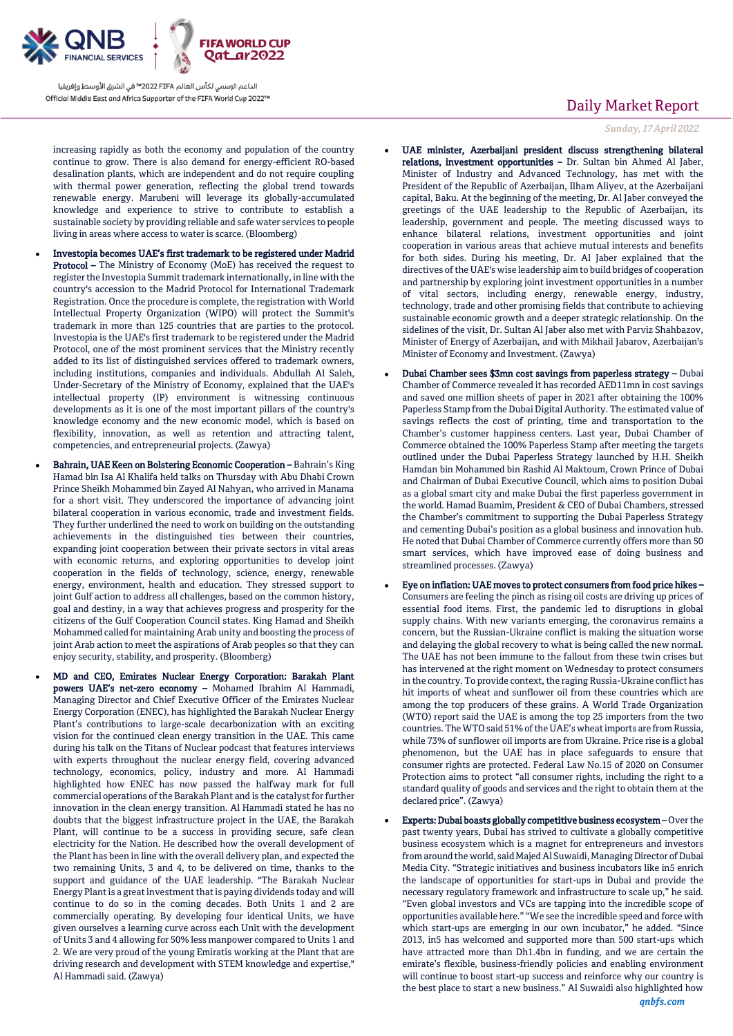increasing rapidly as both the economy and population of the country continue to grow. There is also demand for energy-efficient RO-based desalination plants, which are independent and do not require coupling with thermal power generation, reflecting the global trend towards renewable energy. Marubeni will leverage its globally-accumulated knowledge and experience to strive to contribute to establish a sustainable society by providing reliable and safe water services to people living in areas where access to water is scarce. (Bloomberg)

- **Investopia becomes UAE's first trademark to be registered under Madrid Protocol –** The Ministry of Economy (MoE) has received the request to register the Investopia Summit trademark internationally, in line with the country's accession to the Madrid Protocol for International Trademark Registration. Once the procedure is complete, the registration with World Intellectual Property Organization (WIPO) will protect the Summit's trademark in more than 125 countries that are parties to the protocol. Investopia is the UAE's first trademark to be registered under the Madrid Protocol, one of the most prominent services that the Ministry recently added to its list of distinguished services offered to trademark owners, including institutions, companies and individuals. Abdullah Al Saleh, Under-Secretary of the Ministry of Economy, explained that the UAE's intellectual property (IP) environment is witnessing continuous developments as it is one of the most important pillars of the country's knowledge economy and the new economic model, which is based on flexibility, innovation, as well as retention and attracting talent, competencies, and entrepreneurial projects. (Zawya)
- **Bahrain, UAE Keen on Bolstering Economic Cooperation –** Bahrain's King Hamad bin Isa Al Khalifa held talks on Thursday with Abu Dhabi Crown Prince Sheikh Mohammed bin Zayed Al Nahyan, who arrived in Manama for a short visit. They underscored the importance of advancing joint bilateral cooperation in various economic, trade and investment fields. They further underlined the need to work on building on the outstanding achievements in the distinguished ties between their countries, expanding joint cooperation between their private sectors in vital areas with economic returns, and exploring opportunities to develop joint cooperation in the fields of technology, science, energy, renewable energy, environment, health and education. They stressed support to joint Gulf action to address all challenges, based on the common history, goal and destiny, in a way that achieves progress and prosperity for the citizens of the Gulf Cooperation Council states. King Hamad and Sheikh Mohammed called for maintaining Arab unity and boosting the process of joint Arab action to meet the aspirations of Arab peoples so that they can enjoy security, stability, and prosperity. (Bloomberg)
- **MD and CEO, Emirates Nuclear Energy Corporation: Barakah Plant powers UAE's net-zero economy –** Mohamed Ibrahim Al Hammadi, Managing Director and Chief Executive Officer of the Emirates Nuclear Energy Corporation (ENEC), has highlighted the Barakah Nuclear Energy Plant's contributions to large-scale decarbonization with an exciting vision for the continued clean energy transition in the UAE. This came during his talk on the Titans of Nuclear podcast that features interviews with experts throughout the nuclear energy field, covering advanced technology, economics, policy, industry and more. Al Hammadi highlighted how ENEC has now passed the halfway mark for full commercial operations of the Barakah Plant and is the catalyst for further innovation in the clean energy transition. Al Hammadi stated he has no doubts that the biggest infrastructure project in the UAE, the Barakah Plant, will continue to be a success in providing secure, safe clean electricity for the Nation. He described how the overall development of the Plant has been in line with the overall delivery plan, and expected the two remaining Units, 3 and 4, to be delivered on time, thanks to the support and guidance of the UAE leadership. "The Barakah Nuclear Energy Plant is a great investment that is paying dividends today and will continue to do so in the coming decades. Both Units 1 and 2 are commercially operating. By developing four identical Units, we have given ourselves a learning curve across each Unit with the development of Units 3 and 4 allowing for 50% less manpower compared to Units 1 and 2. We are very proud of the young Emiratis working at the Plant that are driving research and development with STEM knowledge and expertise," Al Hammadi said. (Zawya)
- **UAE minister, Azerbaijani president discuss strengthening bilateral relations, investment opportunities –** Dr. Sultan bin Ahmed Al Jaber, Minister of Industry and Advanced Technology, has met with the President of the Republic of Azerbaijan, Ilham Aliyev, at the Azerbaijani capital, Baku. At the beginning of the meeting, Dr. Al Jaber conveyed the greetings of the UAE leadership to the Republic of Azerbaijan, its leadership, government and people. The meeting discussed ways to enhance bilateral relations, investment opportunities and joint cooperation in various areas that achieve mutual interests and benefits for both sides. During his meeting, Dr. Al Jaber explained that the directives of the UAE's wise leadership aim to build bridges of cooperation and partnership by exploring joint investment opportunities in a number of vital sectors, including energy, renewable energy, industry, technology, trade and other promising fields that contribute to achieving sustainable economic growth and a deeper strategic relationship. On the sidelines of the visit, Dr. Sultan Al Jaber also met with Parviz Shahbazov, Minister of Energy of Azerbaijan, and with Mikhail Jabarov, Azerbaijan's Minister of Economy and Investment. (Zawya)
- **Dubai Chamber sees $3mn cost savings from paperless strategy –** Dubai Chamber of Commerce revealed it has recorded AED11mn in cost savings and saved one million sheets of paper in 2021 after obtaining the 100% Paperless Stamp from the Dubai Digital Authority. The estimated value of savings reflects the cost of printing, time and transportation to the Chamber's customer happiness centers. Last year, Dubai Chamber of Commerce obtained the 100% Paperless Stamp after meeting the targets outlined under the Dubai Paperless Strategy launched by H.H. Sheikh Hamdan bin Mohammed bin Rashid Al Maktoum, Crown Prince of Dubai and Chairman of Dubai Executive Council, which aims to position Dubai as a global smart city and make Dubai the first paperless government in the world. Hamad Buamim, President & CEO of Dubai Chambers, stressed the Chamber's commitment to supporting the Dubai Paperless Strategy and cementing Dubai's position as a global business and innovation hub. He noted that Dubai Chamber of Commerce currently offers more than 50 smart services, which have improved ease of doing business and streamlined processes. (Zawya)
- **Eye on inflation: UAE moves to protect consumers from food price hikes –** Consumers are feeling the pinch as rising oil costs are driving up prices of essential food items. First, the pandemic led to disruptions in global supply chains. With new variants emerging, the coronavirus remains a concern, but the Russian-Ukraine conflict is making the situation worse and delaying the global recovery to what is being called the new normal. The UAE has not been immune to the fallout from these twin crises but has intervened at the right moment on Wednesday to protect consumers in the country. To provide context, the raging Russia-Ukraine conflict has hit imports of wheat and sunflower oil from these countries which are among the top producers of these grains. A World Trade Organization (WTO) report said the UAE is among the top 25 importers from the two countries. The WTO said 51% of the UAE's wheat imports are from Russia, while 73% of sunflower oil imports are from Ukraine. Price rise is a global phenomenon, but the UAE has in place safeguards to ensure that consumer rights are protected. Federal Law No.15 of 2020 on Consumer Protection aims to protect "all consumer rights, including the right to a standard quality of goods and services and the right to obtain them at the declared price". (Zawya)
- **Experts: Dubai boasts globally competitive business ecosystem –** Over the past twenty years, Dubai has strived to cultivate a globally competitive business ecosystem which is a magnet for entrepreneurs and investors from around the world, said Majed Al Suwaidi, Managing Director of Dubai Media City. "Strategic initiatives and business incubators like in5 enrich the landscape of opportunities for start-ups in Dubai and provide the necessary regulatory framework and infrastructure to scale up," he said. "Even global investors and VCs are tapping into the incredible scope of opportunities available here." "We see the incredible speed and force with which start-ups are emerging in our own incubator," he added. "Since 2013, in5 has welcomed and supported more than 500 start-ups which have attracted more than Dh1.4bn in funding, and we are certain the emirate's flexible, business-friendly policies and enabling environment will continue to boost start-up success and reinforce why our country is the best place to start a new business." Al Suwaidi also highlighted how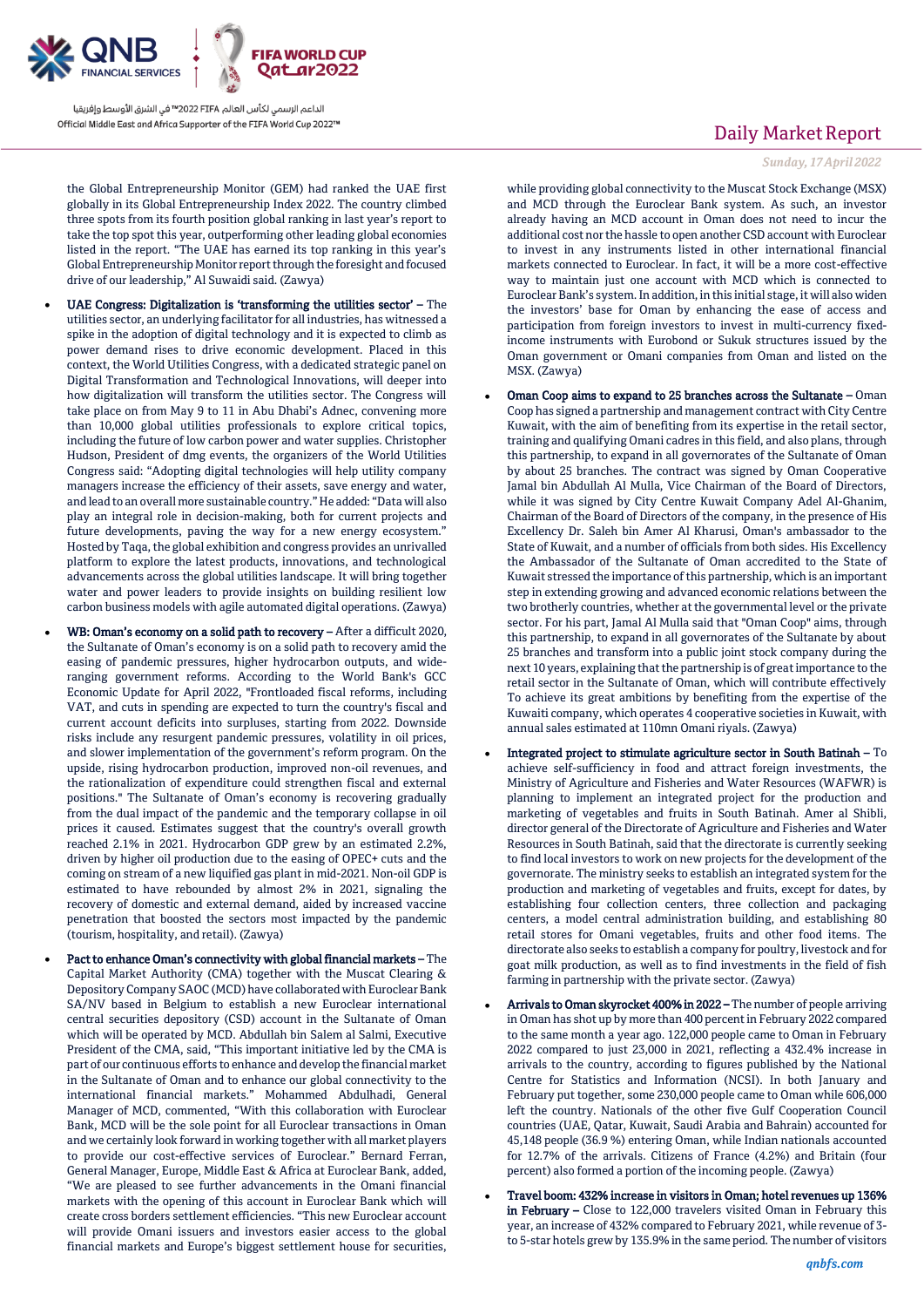the Global Entrepreneurship Monitor (GEM) had ranked the UAE first globally in its Global Entrepreneurship Index 2022. The country climbed three spots from its fourth position global ranking in last year's report to take the top spot this year, outperforming other leading global economies listed in the report. "The UAE has earned its top ranking in this year's Global Entrepreneurship Monitor report through the foresight and focused drive of our leadership," Al Suwaidi said. (Zawya)

- **UAE Congress: Digitalization is 'transforming the utilities sector'** – The utilities sector, an underlying facilitator for all industries, has witnessed a spike in the adoption of digital technology and it is expected to climb as power demand rises to drive economic development. Placed in this context, the World Utilities Congress, with a dedicated strategic panel on Digital Transformation and Technological Innovations, will deeper into how digitalization will transform the utilities sector. The Congress will take place on from May 9 to 11 in Abu Dhabi's Adnec, convening more than 10,000 global utilities professionals to explore critical topics, including the future of low carbon power and water supplies. Christopher Hudson, President of dmg events, the organizers of the World Utilities Congress said: "Adopting digital technologies will help utility company managers increase the efficiency of their assets, save energy and water, and lead to an overall more sustainable country." He added: "Data will also play an integral role in decision-making, both for current projects and future developments, paving the way for a new energy ecosystem." Hosted by Taqa, the global exhibition and congress provides an unrivalled platform to explore the latest products, innovations, and technological advancements across the global utilities landscape. It will bring together water and power leaders to provide insights on building resilient low carbon business models with agile automated digital operations. (Zawya)
- **WB: Oman's economy on a solid path to recovery** – After a difficult 2020, the Sultanate of Oman's economy is on a solid path to recovery amid the easing of pandemic pressures, higher hydrocarbon outputs, and wide-ranging government reforms. According to the World Bank's GCC Economic Update for April 2022, "Frontloaded fiscal reforms, including VAT, and cuts in spending are expected to turn the country's fiscal and current account deficits into surpluses, starting from 2022. Downside risks include any resurgent pandemic pressures, volatility in oil prices, and slower implementation of the government's reform program. On the upside, rising hydrocarbon production, improved non-oil revenues, and the rationalization of expenditure could strengthen fiscal and external positions." The Sultanate of Oman's economy is recovering gradually from the dual impact of the pandemic and the temporary collapse in oil prices it caused. Estimates suggest that the country's overall growth reached 2.1% in 2021. Hydrocarbon GDP grew by an estimated 2.2%, driven by higher oil production due to the easing of OPEC+ cuts and the coming on stream of a new liquified gas plant in mid-2021. Non-oil GDP is estimated to have rebounded by almost 2% in 2021, signaling the recovery of domestic and external demand, aided by increased vaccine penetration that boosted the sectors most impacted by the pandemic (tourism, hospitality, and retail). (Zawya)
- **Pact to enhance Oman's connectivity with global financial markets** – The Capital Market Authority (CMA) together with the Muscat Clearing & Depository Company SAOC (MCD) have collaborated with Euroclear Bank SA/NV based in Belgium to establish a new Euroclear international central securities depository (CSD) account in the Sultanate of Oman which will be operated by MCD. Abdullah bin Salem al Salmi, Executive President of the CMA, said, "This important initiative led by the CMA is part of our continuous efforts to enhance and develop the financial market in the Sultanate of Oman and to enhance our global connectivity to the international financial markets." Mohammed Abdulhadi, General Manager of MCD, commented, "With this collaboration with Euroclear Bank, MCD will be the sole point for all Euroclear transactions in Oman and we certainly look forward in working together with all market players to provide our cost-effective services of Euroclear." Bernard Ferran, General Manager, Europe, Middle East & Africa at Euroclear Bank, added, "We are pleased to see further advancements in the Omani financial markets with the opening of this account in Euroclear Bank which will create cross borders settlement efficiencies. "This new Euroclear account will provide Omani issuers and investors easier access to the global financial markets and Europe's biggest settlement house for securities, while providing global connectivity to the Muscat Stock Exchange (MSX) and MCD through the Euroclear Bank system. As such, an investor already having an MCD account in Oman does not need to incur the additional cost nor the hassle to open another CSD account with Euroclear to invest in any instruments listed in other international financial markets connected to Euroclear. In fact, it will be a more cost-effective way to maintain just one account with MCD which is connected to Euroclear Bank's system. In addition, in this initial stage, it will also widen the investors' base for Oman by enhancing the ease of access and participation from foreign investors to invest in multi-currency fixed-income instruments with Eurobond or Sukuk structures issued by the Oman government or Omani companies from Oman and listed on the MSX. (Zawya)
- **Oman Coop aims to expand to 25 branches across the Sultanate** – Oman Coop has signed a partnership and management contract with City Centre Kuwait, with the aim of benefiting from its expertise in the retail sector, training and qualifying Omani cadres in this field, and also plans, through this partnership, to expand in all governorates of the Sultanate of Oman by about 25 branches. The contract was signed by Oman Cooperative Jamal bin Abdullah Al Mulla, Vice Chairman of the Board of Directors, while it was signed by City Centre Kuwait Company Adel Al-Ghanim, Chairman of the Board of Directors of the company, in the presence of His Excellency Dr. Saleh bin Amer Al Kharusi, Oman's ambassador to the State of Kuwait, and a number of officials from both sides. His Excellency the Ambassador of the Sultanate of Oman accredited to the State of Kuwait stressed the importance of this partnership, which is an important step in extending growing and advanced economic relations between the two brotherly countries, whether at the governmental level or the private sector. For his part, Jamal Al Mulla said that "Oman Coop" aims, through this partnership, to expand in all governorates of the Sultanate by about 25 branches and transform into a public joint stock company during the next 10 years, explaining that the partnership is of great importance to the retail sector in the Sultanate of Oman, which will contribute effectively To achieve its great ambitions by benefiting from the expertise of the Kuwaiti company, which operates 4 cooperative societies in Kuwait, with annual sales estimated at 110mn Omani riyals. (Zawya)
- **Integrated project to stimulate agriculture sector in South Batinah** – To achieve self-sufficiency in food and attract foreign investments, the Ministry of Agriculture and Fisheries and Water Resources (WAFWR) is planning to implement an integrated project for the production and marketing of vegetables and fruits in South Batinah. Amer al Shibli, director general of the Directorate of Agriculture and Fisheries and Water Resources in South Batinah, said that the directorate is currently seeking to find local investors to work on new projects for the development of the governorate. The ministry seeks to establish an integrated system for the production and marketing of vegetables and fruits, except for dates, by establishing four collection centers, three collection and packaging centers, a model central administration building, and establishing 80 retail stores for Omani vegetables, fruits and other food items. The directorate also seeks to establish a company for poultry, livestock and for goat milk production, as well as to find investments in the field of fish farming in partnership with the private sector. (Zawya)
- **Arrivals to Oman skyrocket 400% in 2022 –** The number of people arriving in Oman has shot up by more than 400 percent in February 2022 compared to the same month a year ago. 122,000 people came to Oman in February 2022 compared to just 23,000 in 2021, reflecting a 432.4% increase in arrivals to the country, according to figures published by the National Centre for Statistics and Information (NCSI). In both January and February put together, some 230,000 people came to Oman while 606,000 left the country. Nationals of the other five Gulf Cooperation Council countries (UAE, Qatar, Kuwait, Saudi Arabia and Bahrain) accounted for 45,148 people (36.9 %) entering Oman, while Indian nationals accounted for 12.7% of the arrivals. Citizens of France (4.2%) and Britain (four percent) also formed a portion of the incoming people. (Zawya)
- **Travel boom: 432% increase in visitors in Oman; hotel revenues up 136% in February –** Close to 122,000 travelers visited Oman in February this year, an increase of 432% compared to February 2021, while revenue of 3- to 5-star hotels grew by 135.9% in the same period. The number of visitors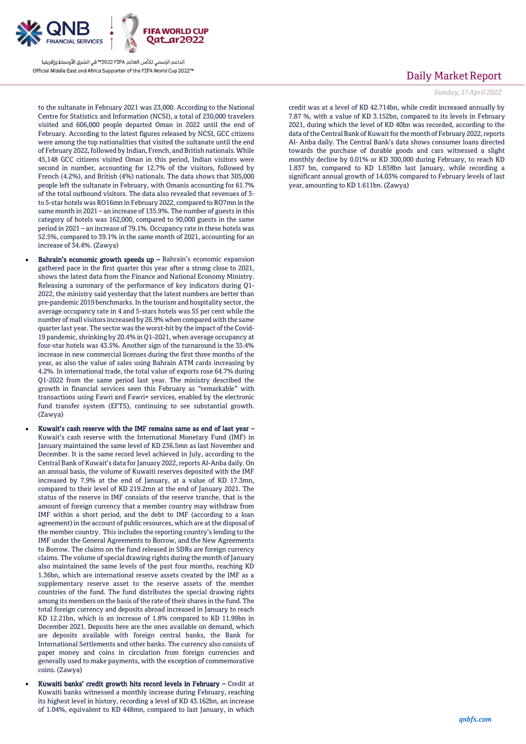to the sultanate in February 2021 was 23,000. According to the National Centre for Statistics and Information (NCSI), a total of 230,000 travelers visited and 606,000 people departed Oman in 2022 until the end of February. According to the latest figures released by NCSI, GCC citizens were among the top nationalities that visited the sultanate until the end of February 2022, followed by Indian, French, and British nationals. While 45,148 GCC citizens visited Oman in this period, Indian visitors were second in number, accounting for 12.7% of the visitors, followed by French (4.2%), and British (4%) nationals. The data shows that 305,000 people left the sultanate in February, with Omanis accounting for 61.7% of the total outbound visitors. The data also revealed that revenues of 3- to 5-star hotels was RO16mn in February 2022, compared to RO7mn in the same month in 2021 – an increase of 135.9%. The number of guests in this category of hotels was 162,000, compared to 90,000 guests in the same period in 2021 – an increase of 79.1%. Occupancy rate in these hotels was 52.5%, compared to 39.1% in the same month of 2021, accounting for an increase of 34.4%. (Zawya)

- **Bahrain's economic growth speeds up –** Bahrain's economic expansion gathered pace in the first quarter this year after a strong close to 2021, shows the latest data from the Finance and National Economy Ministry. Releasing a summary of the performance of key indicators during Q1-2022, the ministry said yesterday that the latest numbers are better than pre-pandemic 2019 benchmarks. In the tourism and hospitality sector, the average occupancy rate in 4 and 5-stars hotels was 55 per cent while the number of mall visitors increased by 26.9% when compared with the same quarter last year. The sector was the worst-hit by the impact of the Covid-19 pandemic, shrinking by 20.4% in Q1-2021, when average occupancy at four-star hotels was 43.5%. Another sign of the turnaround is the 35.4% increase in new commercial licenses during the first three months of the year, as also the value of sales using Bahrain ATM cards increasing by 4.2%. In international trade, the total value of exports rose 64.7% during Q1-2022 from the same period last year. The ministry described the growth in financial services seen this February as "remarkable" with transactions using Fawri and Fawri+ services, enabled by the electronic fund transfer system (EFTS), continuing to see substantial growth. (Zawya)

- **Kuwait's cash reserve with the IMF remains same as end of last year –** Kuwait's cash reserve with the International Monetary Fund (IMF) in January maintained the same level of KD 236.5mn as last November and December. It is the same record level achieved in July, according to the Central Bank of Kuwait's data for January 2022, reports Al-Anba daily. On an annual basis, the volume of Kuwaiti reserves deposited with the IMF increased by 7.9% at the end of January, at a value of KD 17.3mn, compared to their level of KD 219.2mn at the end of January 2021. The status of the reserve in IMF consists of the reserve tranche, that is the amount of foreign currency that a member country may withdraw from IMF within a short period, and the debt to IMF (according to a loan agreement) in the account of public resources, which are at the disposal of the member country. This includes the reporting country's lending to the IMF under the General Agreements to Borrow, and the New Agreements to Borrow. The claims on the fund released in SDRs are foreign currency claims. The volume of special drawing rights during the month of January also maintained the same levels of the past four months, reaching KD 1.36bn, which are international reserve assets created by the IMF as a supplementary reserve asset to the reserve assets of the member countries of the fund. The fund distributes the special drawing rights among its members on the basis of the rate of their shares in the fund. The total foreign currency and deposits abroad increased in January to reach KD 12.21bn, which is an increase of 1.8% compared to KD 11.99bn in December 2021. Deposits here are the ones available on demand, which are deposits available with foreign central banks, the Bank for International Settlements and other banks. The currency also consists of paper money and coins in circulation from foreign currencies and generally used to make payments, with the exception of commemorative coins. (Zawya)

- **Kuwaiti banks' credit growth hits record levels in February –** Credit at Kuwaiti banks witnessed a monthly increase during February, reaching its highest level in history, recording a level of KD 43.162bn, an increase of 1.04%, equivalent to KD 448mn, compared to last January, in which credit was at a level of KD 42.714bn, while credit increased annually by 7.87 %, with a value of KD 3.152bn, compared to its levels in February 2021, during which the level of KD 40bn was recorded, according to the data of the Central Bank of Kuwait for the month of February 2022, reports Al- Anba daily. The Central Bank's data shows consumer loans directed towards the purchase of durable goods and cars witnessed a slight monthly decline by 0.01% or KD 300,000 during February, to reach KD 1.837 bn, compared to KD 1.838bn last January, while recording a significant annual growth of 14.03% compared to February levels of last year, amounting to KD 1.611bn. (Zawya)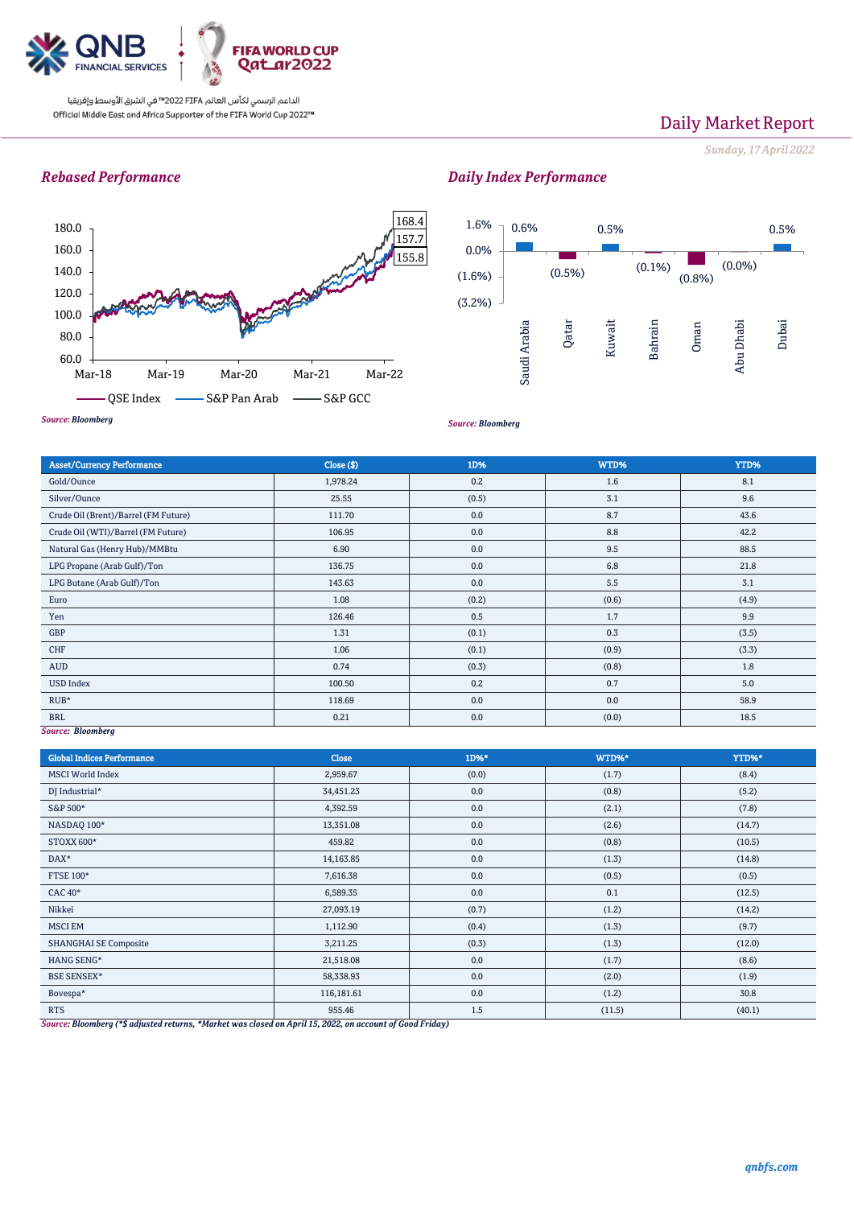Daily Market Report

*Sunday, 17 April 2022*

### *Rebased Performance*

180.0
160.0
140.0
120.0
100.0
80.0
60.0

Mar-18 Mar-19 Mar-20 Mar-21 Mar-22

168.4
157.7
155.8

QSE Index — S&P Pan Arab — S&P GCC

*Source: Bloomberg*

### *Daily Index Performance*

| | Saudi Arabia | Qatar | Kuwait | Bahrain | Oman | Abu Dhabi | Dubai |
|---|---|---|---|---|---|---|---|
| Daily change | 0.6% | (0.5%) | 0.5% | (0.1%) | (0.8%) | (0.0%) | 0.5% |

*Source: Bloomberg*

| Asset/Currency Performance | Close ($) | 1D% | WTD% | YTD% |
|---|---|---|---|---|
| Gold/Ounce | 1,978.24 | 0.2 | 1.6 | 8.1 |
| Silver/Ounce | 25.55 | (0.5) | 3.1 | 9.6 |
| Crude Oil (Brent)/Barrel (FM Future) | 111.70 | 0.0 | 8.7 | 43.6 |
| Crude Oil (WTI)/Barrel (FM Future) | 106.95 | 0.0 | 8.8 | 42.2 |
| Natural Gas (Henry Hub)/MMBtu | 6.90 | 0.0 | 9.5 | 88.5 |
| LPG Propane (Arab Gulf)/Ton | 136.75 | 0.0 | 6.8 | 21.8 |
| LPG Butane (Arab Gulf)/Ton | 143.63 | 0.0 | 5.5 | 3.1 |
| Euro | 1.08 | (0.2) | (0.6) | (4.9) |
| Yen | 126.46 | 0.5 | 1.7 | 9.9 |
| GBP | 1.31 | (0.1) | 0.3 | (3.5) |
| CHF | 1.06 | (0.1) | (0.9) | (3.3) |
| AUD | 0.74 | (0.3) | (0.8) | 1.8 |
| USD Index | 100.50 | 0.2 | 0.7 | 5.0 |
| RUB* | 118.69 | 0.0 | 0.0 | 58.9 |
| BRL | 0.21 | 0.0 | (0.0) | 18.5 |

*Source: Bloomberg*

| Global Indices Performance | Close | 1D%* | WTD%* | YTD%* |
|---|---|---|---|---|
| MSCI World Index | 2,959.67 | (0.0) | (1.7) | (8.4) |
| DJ Industrial* | 34,451.23 | 0.0 | (0.8) | (5.2) |
| S&P 500* | 4,392.59 | 0.0 | (2.1) | (7.8) |
| NASDAQ 100* | 13,351.08 | 0.0 | (2.6) | (14.7) |
| STOXX 600* | 459.82 | 0.0 | (0.8) | (10.5) |
| DAX* | 14,163.85 | 0.0 | (1.3) | (14.8) |
| FTSE 100* | 7,616.38 | 0.0 | (0.5) | (0.5) |
| CAC 40* | 6,589.35 | 0.0 | 0.1 | (12.5) |
| Nikkei | 27,093.19 | (0.7) | (1.2) | (14.2) |
| MSCI EM | 1,112.90 | (0.4) | (1.3) | (9.7) |
| SHANGHAI SE Composite | 3,211.25 | (0.3) | (1.3) | (12.0) |
| HANG SENG* | 21,518.08 | 0.0 | (1.7) | (8.6) |
| BSE SENSEX* | 58,338.93 | 0.0 | (2.0) | (1.9) |
| Bovespa* | 116,181.61 | 0.0 | (1.2) | 30.8 |
| RTS | 955.46 | 1.5 | (11.5) | (40.1) |

*Source: Bloomberg (*$ adjusted returns, *Market was closed on April 15, 2022, on account of Good Friday)*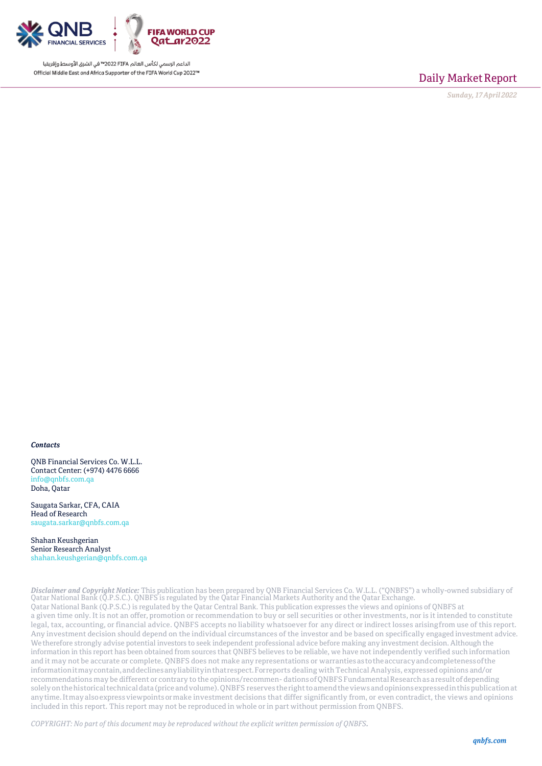*Contacts*

QNB Financial Services Co. W.L.L.
Contact Center: (+974) 4476 6666
info@qnbfs.com.qa
Doha, Qatar

Saugata Sarkar, CFA, CAIA
Head of Research
saugata.sarkar@qnbfs.com.qa

Shahan Keushgerian
Senior Research Analyst
shahan.keushgerian@qnbfs.com.qa

***Disclaimer and Copyright Notice:*** This publication has been prepared by QNB Financial Services Co. W.L.L. ("QNBFS") a wholly-owned subsidiary of Qatar National Bank (Q.P.S.C.). QNBFS is regulated by the Qatar Financial Markets Authority and the Qatar Exchange. Qatar National Bank (Q.P.S.C.) is regulated by the Qatar Central Bank. This publication expresses the views and opinions of QNBFS at a given time only. It is not an offer, promotion or recommendation to buy or sell securities or other investments, nor is it intended to constitute legal, tax, accounting, or financial advice. QNBFS accepts no liability whatsoever for any direct or indirect losses arising from use of this report. Any investment decision should depend on the individual circumstances of the investor and be based on specifically engaged investment advice. We therefore strongly advise potential investors to seek independent professional advice before making any investment decision. Although the information in this report has been obtained from sources that QNBFS believes to be reliable, we have not independently verified such information and it may not be accurate or complete. QNBFS does not make any representations or warranties as to the accuracy and completeness of the information it may contain, and declines any liability in that respect. For reports dealing with Technical Analysis, expressed opinions and/or recommendations may be different or contrary to the opinions/recommen- dations of QNBFS Fundamental Research as a result of depending solely on the historical technical data (price and volume). QNBFS reserves the right to amend the views and opinions expressed in this publication at any time. It may also express viewpoints or make investment decisions that differ significantly from, or even contradict, the views and opinions included in this report. This report may not be reproduced in whole or in part without permission from QNBFS.

*COPYRIGHT: No part of this document may be reproduced without the explicit written permission of QNBFS.*